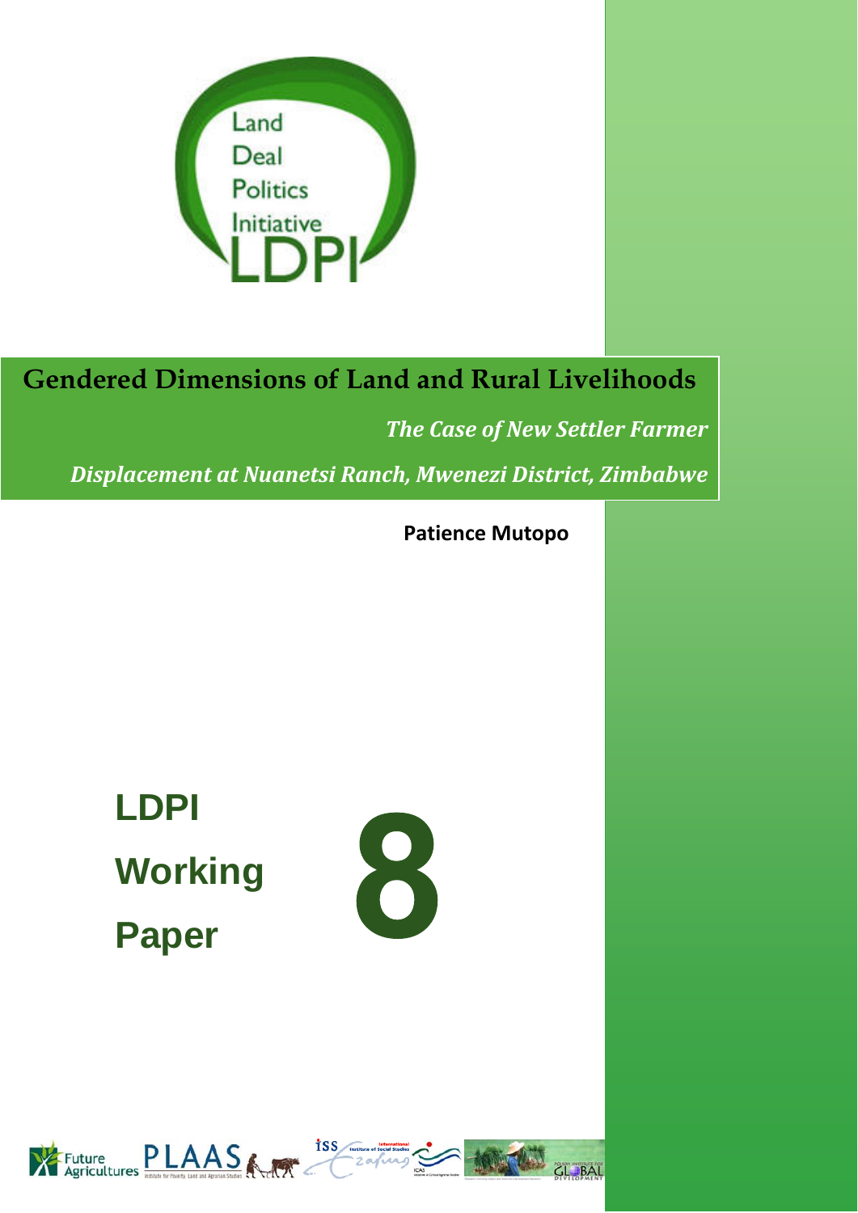Land Deal Politics Initiative

LDPI

# Gendered Dimensions of Land and Rural Livelihoods

*The Case of New Settler Farmer Displacement at Nuanetsi Ranch, Mwenezi District, Zimbabwe*

**Patience Mutopo**

**LDPI Working Paper 8**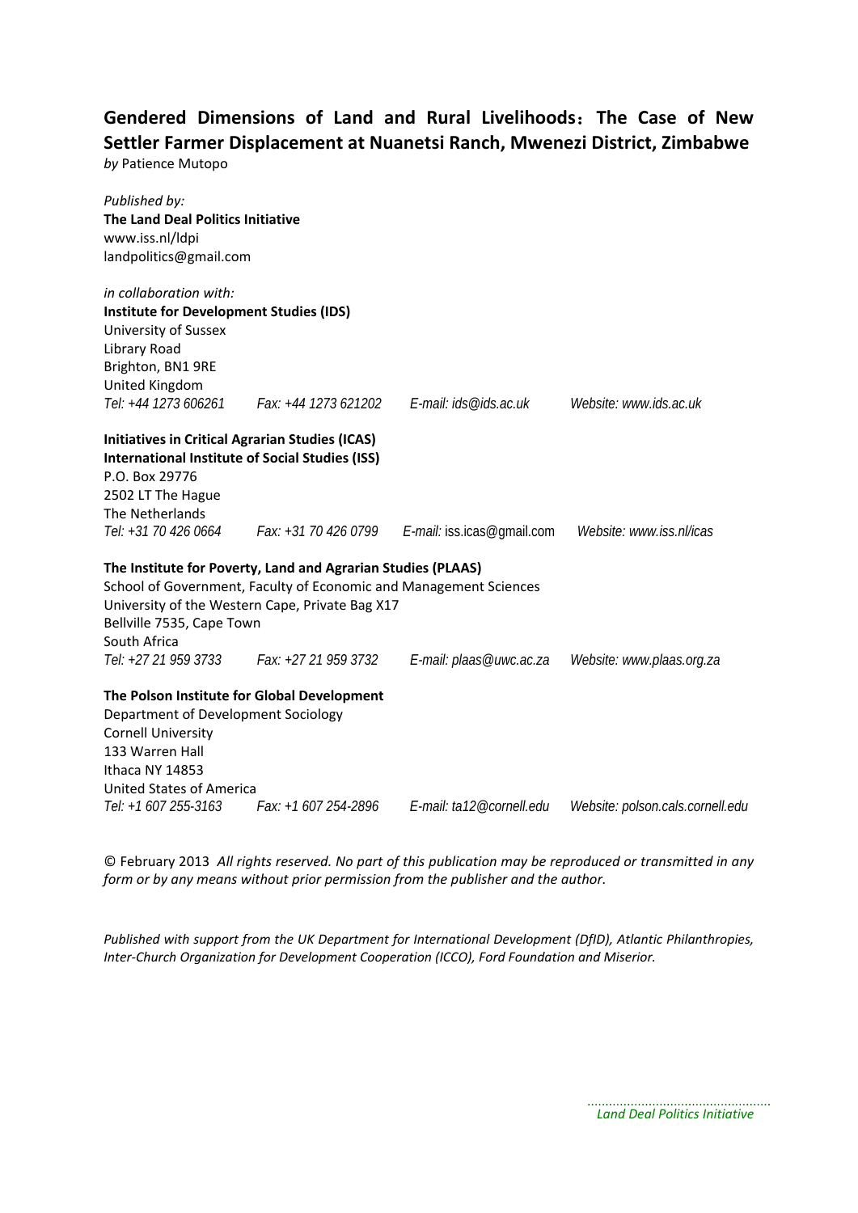**Gendered Dimensions of Land and Rural Livelihoods：The Case of New Settler Farmer Displacement at Nuanetsi Ranch, Mwenezi District, Zimbabwe**

*by* Patience Mutopo

*Published by:*
**The Land Deal Politics Initiative**
www.iss.nl/ldpi
landpolitics@gmail.com

*in collaboration with:*
**Institute for Development Studies (IDS)**
University of Sussex
Library Road
Brighton, BN1 9RE
United Kingdom
*Tel: +44 1273 606261* *Fax: +44 1273 621202* *E-mail: ids@ids.ac.uk* *Website: www.ids.ac.uk*

**Initiatives in Critical Agrarian Studies (ICAS)**
**International Institute of Social Studies (ISS)**
P.O. Box 29776
2502 LT The Hague
The Netherlands
*Tel: +31 70 426 0664* *Fax: +31 70 426 0799* *E-mail:* iss.icas@gmail.com *Website: www.iss.nl/icas*

**The Institute for Poverty, Land and Agrarian Studies (PLAAS)**
School of Government, Faculty of Economic and Management Sciences
University of the Western Cape, Private Bag X17
Bellville 7535, Cape Town
South Africa
*Tel: +27 21 959 3733* *Fax: +27 21 959 3732* *E-mail: plaas@uwc.ac.za* *Website: www.plaas.org.za*

**The Polson Institute for Global Development**
Department of Development Sociology
Cornell University
133 Warren Hall
Ithaca NY 14853
United States of America
*Tel: +1 607 255-3163* *Fax: +1 607 254-2896* *E-mail: ta12@cornell.edu* *Website: polson.cals.cornell.edu*

© February 2013 *All rights reserved. No part of this publication may be reproduced or transmitted in any form or by any means without prior permission from the publisher and the author.*

*Published with support from the UK Department for International Development (DfID), Atlantic Philanthropies, Inter-Church Organization for Development Cooperation (ICCO), Ford Foundation and Miserior.*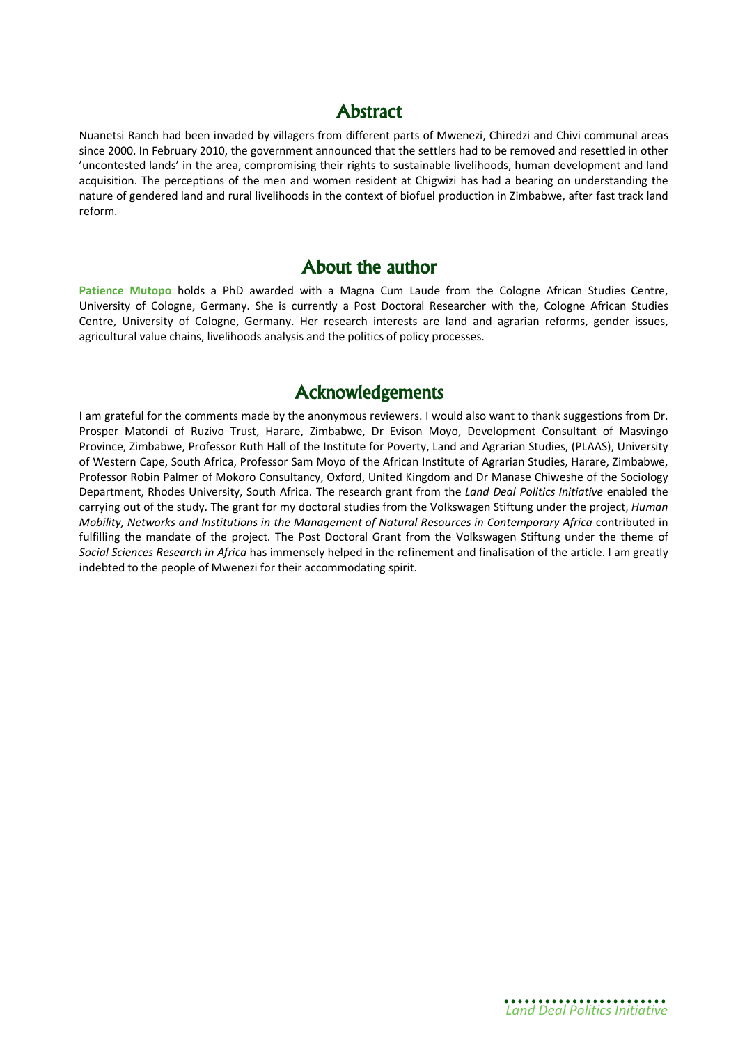## Abstract

Nuanetsi Ranch had been invaded by villagers from different parts of Mwenezi, Chiredzi and Chivi communal areas since 2000. In February 2010, the government announced that the settlers had to be removed and resettled in other 'uncontested lands' in the area, compromising their rights to sustainable livelihoods, human development and land acquisition. The perceptions of the men and women resident at Chigwizi has had a bearing on understanding the nature of gendered land and rural livelihoods in the context of biofuel production in Zimbabwe, after fast track land reform.

## About the author

**Patience Mutopo** holds a PhD awarded with a Magna Cum Laude from the Cologne African Studies Centre, University of Cologne, Germany. She is currently a Post Doctoral Researcher with the, Cologne African Studies Centre, University of Cologne, Germany. Her research interests are land and agrarian reforms, gender issues, agricultural value chains, livelihoods analysis and the politics of policy processes.

## Acknowledgements

I am grateful for the comments made by the anonymous reviewers. I would also want to thank suggestions from Dr. Prosper Matondi of Ruzivo Trust, Harare, Zimbabwe, Dr Evison Moyo, Development Consultant of Masvingo Province, Zimbabwe, Professor Ruth Hall of the Institute for Poverty, Land and Agrarian Studies, (PLAAS), University of Western Cape, South Africa, Professor Sam Moyo of the African Institute of Agrarian Studies, Harare, Zimbabwe, Professor Robin Palmer of Mokoro Consultancy, Oxford, United Kingdom and Dr Manase Chiweshe of the Sociology Department, Rhodes University, South Africa. The research grant from the *Land Deal Politics Initiative* enabled the carrying out of the study. The grant for my doctoral studies from the Volkswagen Stiftung under the project, *Human Mobility, Networks and Institutions in the Management of Natural Resources in Contemporary Africa* contributed in fulfilling the mandate of the project. The Post Doctoral Grant from the Volkswagen Stiftung under the theme of *Social Sciences Research in Africa* has immensely helped in the refinement and finalisation of the article. I am greatly indebted to the people of Mwenezi for their accommodating spirit.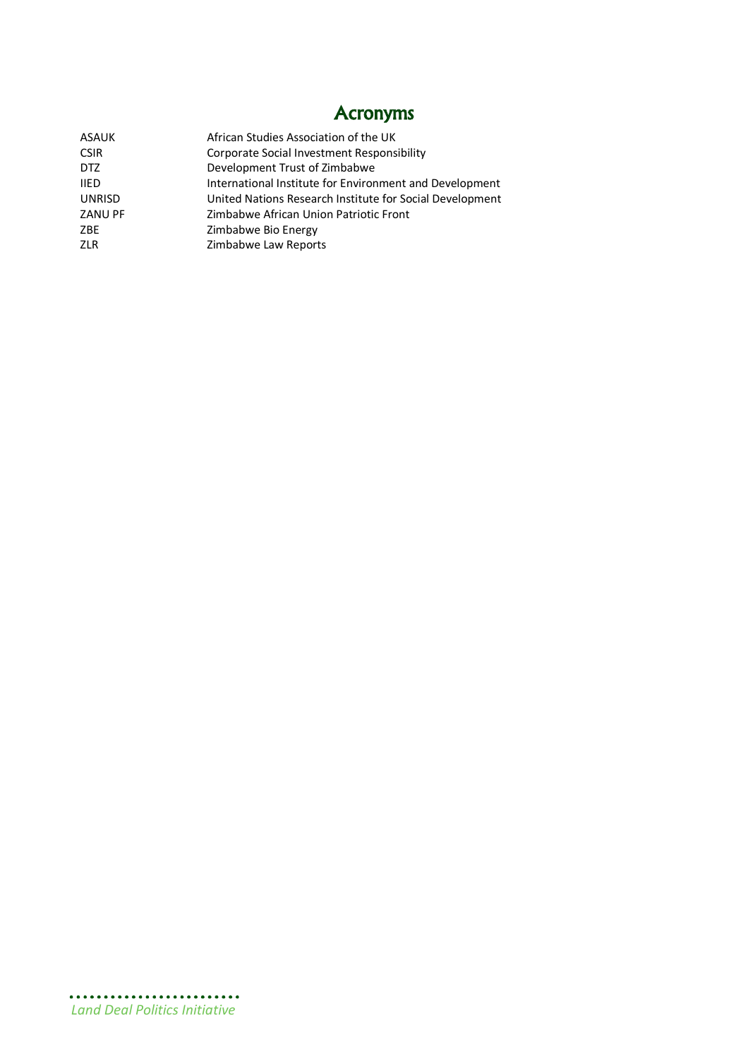# Acronyms

| | |
|---|---|
| ASAUK | African Studies Association of the UK |
| CSIR | Corporate Social Investment Responsibility |
| DTZ | Development Trust of Zimbabwe |
| IIED | International Institute for Environment and Development |
| UNRISD | United Nations Research Institute for Social Development |
| ZANU PF | Zimbabwe African Union Patriotic Front |
| ZBE | Zimbabwe Bio Energy |
| ZLR | Zimbabwe Law Reports |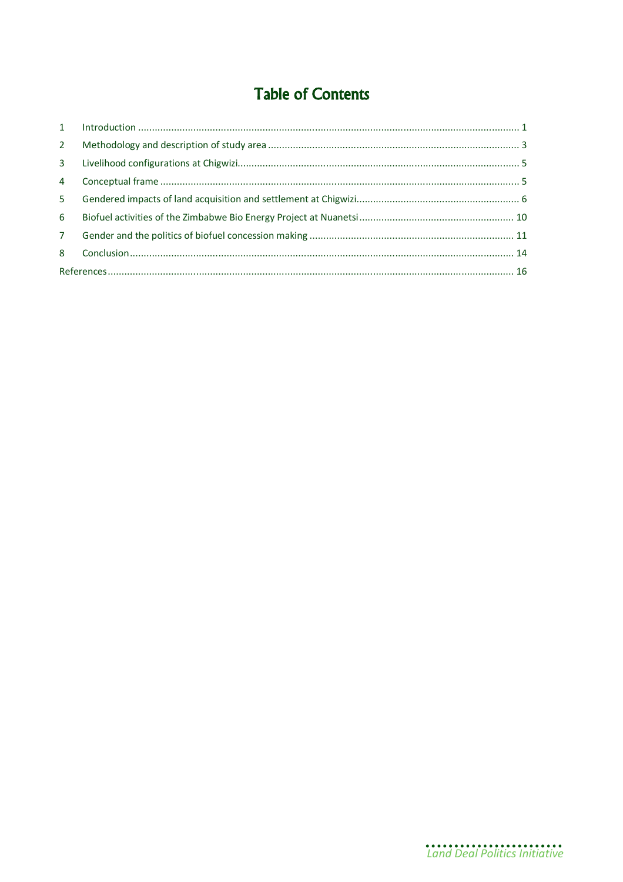# Table of Contents

| | | |
|---|---|---|
| 1 | Introduction | 1 |
| 2 | Methodology and description of study area | 3 |
| 3 | Livelihood configurations at Chigwizi | 5 |
| 4 | Conceptual frame | 5 |
| 5 | Gendered impacts of land acquisition and settlement at Chigwizi | 6 |
| 6 | Biofuel activities of the Zimbabwe Bio Energy Project at Nuanetsi | 10 |
| 7 | Gender and the politics of biofuel concession making | 11 |
| 8 | Conclusion | 14 |
| References | | 16 |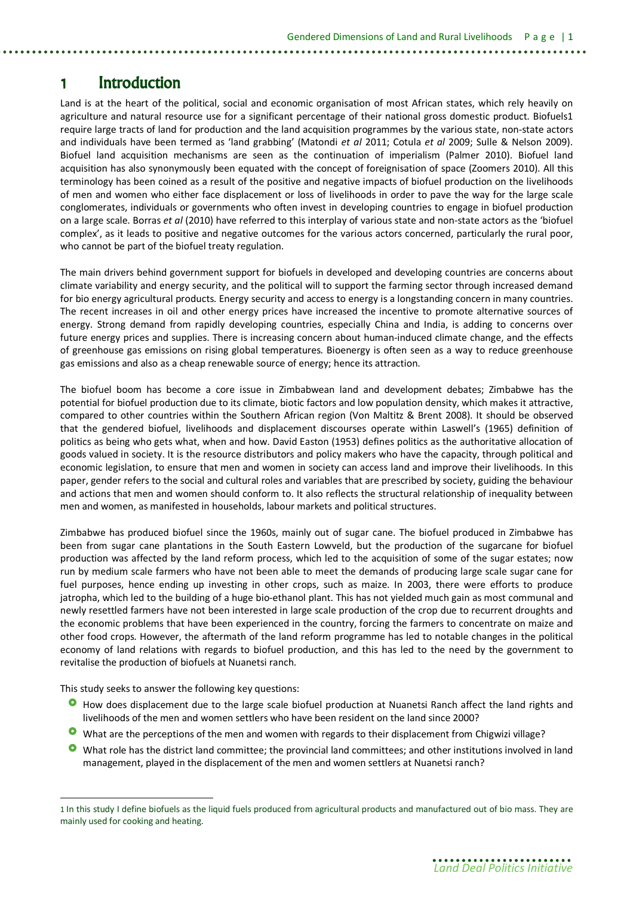# 1 Introduction

Land is at the heart of the political, social and economic organisation of most African states, which rely heavily on agriculture and natural resource use for a significant percentage of their national gross domestic product. Biofuels[1] require large tracts of land for production and the land acquisition programmes by the various state, non-state actors and individuals have been termed as 'land grabbing' (Matondi *et al* 2011; Cotula *et al* 2009; Sulle & Nelson 2009). Biofuel land acquisition mechanisms are seen as the continuation of imperialism (Palmer 2010). Biofuel land acquisition has also synonymously been equated with the concept of foreignisation of space (Zoomers 2010). All this terminology has been coined as a result of the positive and negative impacts of biofuel production on the livelihoods of men and women who either face displacement or loss of livelihoods in order to pave the way for the large scale conglomerates, individuals or governments who often invest in developing countries to engage in biofuel production on a large scale. Borras *et al* (2010) have referred to this interplay of various state and non-state actors as the 'biofuel complex', as it leads to positive and negative outcomes for the various actors concerned, particularly the rural poor, who cannot be part of the biofuel treaty regulation.

The main drivers behind government support for biofuels in developed and developing countries are concerns about climate variability and energy security, and the political will to support the farming sector through increased demand for bio energy agricultural products. Energy security and access to energy is a longstanding concern in many countries. The recent increases in oil and other energy prices have increased the incentive to promote alternative sources of energy. Strong demand from rapidly developing countries, especially China and India, is adding to concerns over future energy prices and supplies. There is increasing concern about human-induced climate change, and the effects of greenhouse gas emissions on rising global temperatures. Bioenergy is often seen as a way to reduce greenhouse gas emissions and also as a cheap renewable source of energy; hence its attraction.

The biofuel boom has become a core issue in Zimbabwean land and development debates; Zimbabwe has the potential for biofuel production due to its climate, biotic factors and low population density, which makes it attractive, compared to other countries within the Southern African region (Von Maltitz & Brent 2008). It should be observed that the gendered biofuel, livelihoods and displacement discourses operate within Laswell's (1965) definition of politics as being who gets what, when and how. David Easton (1953) defines politics as the authoritative allocation of goods valued in society. It is the resource distributors and policy makers who have the capacity, through political and economic legislation, to ensure that men and women in society can access land and improve their livelihoods. In this paper, gender refers to the social and cultural roles and variables that are prescribed by society, guiding the behaviour and actions that men and women should conform to. It also reflects the structural relationship of inequality between men and women, as manifested in households, labour markets and political structures.

Zimbabwe has produced biofuel since the 1960s, mainly out of sugar cane. The biofuel produced in Zimbabwe has been from sugar cane plantations in the South Eastern Lowveld, but the production of the sugarcane for biofuel production was affected by the land reform process, which led to the acquisition of some of the sugar estates; now run by medium scale farmers who have not been able to meet the demands of producing large scale sugar cane for fuel purposes, hence ending up investing in other crops, such as maize. In 2003, there were efforts to produce jatropha, which led to the building of a huge bio-ethanol plant. This has not yielded much gain as most communal and newly resettled farmers have not been interested in large scale production of the crop due to recurrent droughts and the economic problems that have been experienced in the country, forcing the farmers to concentrate on maize and other food crops. However, the aftermath of the land reform programme has led to notable changes in the political economy of land relations with regards to biofuel production, and this has led to the need by the government to revitalise the production of biofuels at Nuanetsi ranch.

This study seeks to answer the following key questions:

- How does displacement due to the large scale biofuel production at Nuanetsi Ranch affect the land rights and livelihoods of the men and women settlers who have been resident on the land since 2000?
- What are the perceptions of the men and women with regards to their displacement from Chigwizi village?
- What role has the district land committee; the provincial land committees; and other institutions involved in land management, played in the displacement of the men and women settlers at Nuanetsi ranch?

[1] In this study I define biofuels as the liquid fuels produced from agricultural products and manufactured out of bio mass. They are mainly used for cooking and heating.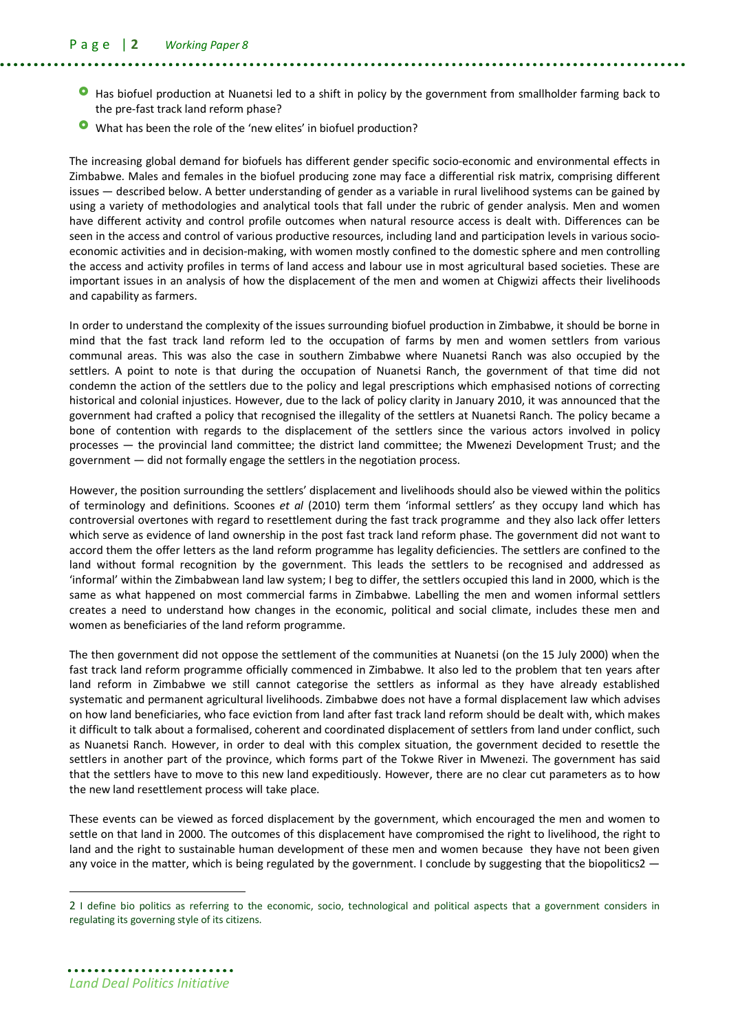- Has biofuel production at Nuanetsi led to a shift in policy by the government from smallholder farming back to the pre-fast track land reform phase?
- What has been the role of the 'new elites' in biofuel production?

The increasing global demand for biofuels has different gender specific socio-economic and environmental effects in Zimbabwe. Males and females in the biofuel producing zone may face a differential risk matrix, comprising different issues — described below. A better understanding of gender as a variable in rural livelihood systems can be gained by using a variety of methodologies and analytical tools that fall under the rubric of gender analysis. Men and women have different activity and control profile outcomes when natural resource access is dealt with. Differences can be seen in the access and control of various productive resources, including land and participation levels in various socio-economic activities and in decision-making, with women mostly confined to the domestic sphere and men controlling the access and activity profiles in terms of land access and labour use in most agricultural based societies. These are important issues in an analysis of how the displacement of the men and women at Chigwizi affects their livelihoods and capability as farmers.

In order to understand the complexity of the issues surrounding biofuel production in Zimbabwe, it should be borne in mind that the fast track land reform led to the occupation of farms by men and women settlers from various communal areas. This was also the case in southern Zimbabwe where Nuanetsi Ranch was also occupied by the settlers. A point to note is that during the occupation of Nuanetsi Ranch, the government of that time did not condemn the action of the settlers due to the policy and legal prescriptions which emphasised notions of correcting historical and colonial injustices. However, due to the lack of policy clarity in January 2010, it was announced that the government had crafted a policy that recognised the illegality of the settlers at Nuanetsi Ranch. The policy became a bone of contention with regards to the displacement of the settlers since the various actors involved in policy processes — the provincial land committee; the district land committee; the Mwenezi Development Trust; and the government — did not formally engage the settlers in the negotiation process.

However, the position surrounding the settlers' displacement and livelihoods should also be viewed within the politics of terminology and definitions. Scoones *et al* (2010) term them 'informal settlers' as they occupy land which has controversial overtones with regard to resettlement during the fast track programme and they also lack offer letters which serve as evidence of land ownership in the post fast track land reform phase. The government did not want to accord them the offer letters as the land reform programme has legality deficiencies. The settlers are confined to the land without formal recognition by the government. This leads the settlers to be recognised and addressed as 'informal' within the Zimbabwean land law system; I beg to differ, the settlers occupied this land in 2000, which is the same as what happened on most commercial farms in Zimbabwe. Labelling the men and women informal settlers creates a need to understand how changes in the economic, political and social climate, includes these men and women as beneficiaries of the land reform programme.

The then government did not oppose the settlement of the communities at Nuanetsi (on the 15 July 2000) when the fast track land reform programme officially commenced in Zimbabwe. It also led to the problem that ten years after land reform in Zimbabwe we still cannot categorise the settlers as informal as they have already established systematic and permanent agricultural livelihoods. Zimbabwe does not have a formal displacement law which advises on how land beneficiaries, who face eviction from land after fast track land reform should be dealt with, which makes it difficult to talk about a formalised, coherent and coordinated displacement of settlers from land under conflict, such as Nuanetsi Ranch. However, in order to deal with this complex situation, the government decided to resettle the settlers in another part of the province, which forms part of the Tokwe River in Mwenezi. The government has said that the settlers have to move to this new land expeditiously. However, there are no clear cut parameters as to how the new land resettlement process will take place.

These events can be viewed as forced displacement by the government, which encouraged the men and women to settle on that land in 2000. The outcomes of this displacement have compromised the right to livelihood, the right to land and the right to sustainable human development of these men and women because they have not been given any voice in the matter, which is being regulated by the government. I conclude by suggesting that the biopolitics[2] —

[2] I define bio politics as referring to the economic, socio, technological and political aspects that a government considers in regulating its governing style of its citizens.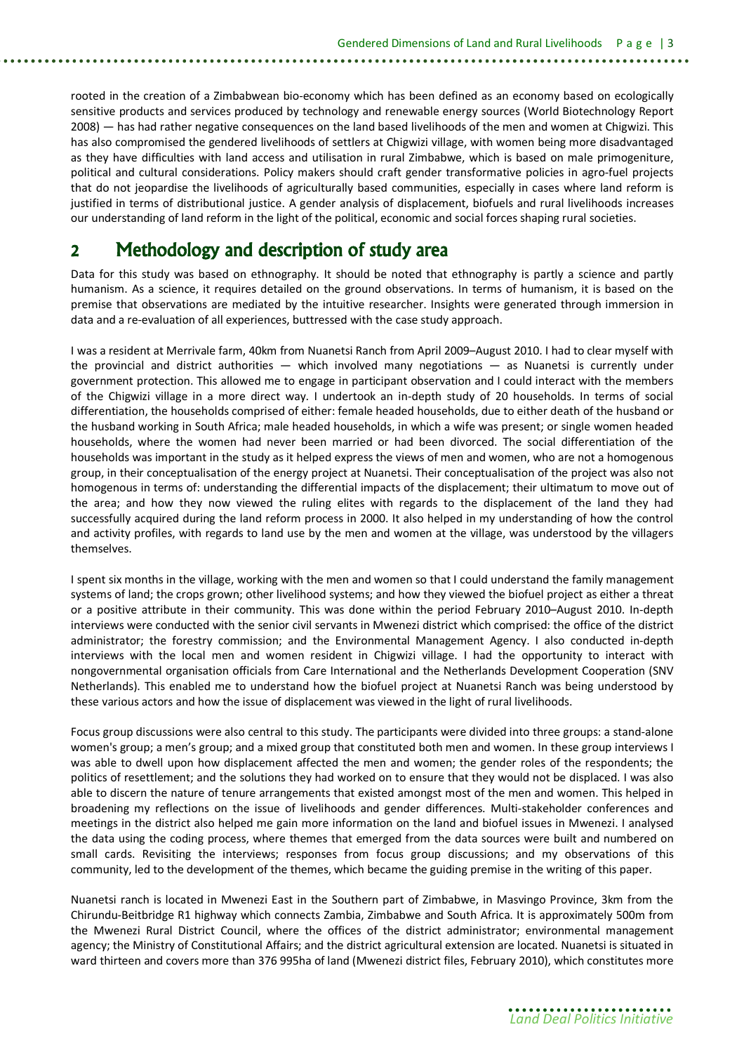rooted in the creation of a Zimbabwean bio-economy which has been defined as an economy based on ecologically sensitive products and services produced by technology and renewable energy sources (World Biotechnology Report 2008) — has had rather negative consequences on the land based livelihoods of the men and women at Chigwizi. This has also compromised the gendered livelihoods of settlers at Chigwizi village, with women being more disadvantaged as they have difficulties with land access and utilisation in rural Zimbabwe, which is based on male primogeniture, political and cultural considerations. Policy makers should craft gender transformative policies in agro-fuel projects that do not jeopardise the livelihoods of agriculturally based communities, especially in cases where land reform is justified in terms of distributional justice. A gender analysis of displacement, biofuels and rural livelihoods increases our understanding of land reform in the light of the political, economic and social forces shaping rural societies.

## 2 Methodology and description of study area

Data for this study was based on ethnography. It should be noted that ethnography is partly a science and partly humanism. As a science, it requires detailed on the ground observations. In terms of humanism, it is based on the premise that observations are mediated by the intuitive researcher. Insights were generated through immersion in data and a re-evaluation of all experiences, buttressed with the case study approach.

I was a resident at Merrivale farm, 40km from Nuanetsi Ranch from April 2009–August 2010. I had to clear myself with the provincial and district authorities — which involved many negotiations — as Nuanetsi is currently under government protection. This allowed me to engage in participant observation and I could interact with the members of the Chigwizi village in a more direct way. I undertook an in-depth study of 20 households. In terms of social differentiation, the households comprised of either: female headed households, due to either death of the husband or the husband working in South Africa; male headed households, in which a wife was present; or single women headed households, where the women had never been married or had been divorced. The social differentiation of the households was important in the study as it helped express the views of men and women, who are not a homogenous group, in their conceptualisation of the energy project at Nuanetsi. Their conceptualisation of the project was also not homogenous in terms of: understanding the differential impacts of the displacement; their ultimatum to move out of the area; and how they now viewed the ruling elites with regards to the displacement of the land they had successfully acquired during the land reform process in 2000. It also helped in my understanding of how the control and activity profiles, with regards to land use by the men and women at the village, was understood by the villagers themselves.

I spent six months in the village, working with the men and women so that I could understand the family management systems of land; the crops grown; other livelihood systems; and how they viewed the biofuel project as either a threat or a positive attribute in their community. This was done within the period February 2010–August 2010. In-depth interviews were conducted with the senior civil servants in Mwenezi district which comprised: the office of the district administrator; the forestry commission; and the Environmental Management Agency. I also conducted in-depth interviews with the local men and women resident in Chigwizi village. I had the opportunity to interact with nongovernmental organisation officials from Care International and the Netherlands Development Cooperation (SNV Netherlands). This enabled me to understand how the biofuel project at Nuanetsi Ranch was being understood by these various actors and how the issue of displacement was viewed in the light of rural livelihoods.

Focus group discussions were also central to this study. The participants were divided into three groups: a stand-alone women's group; a men's group; and a mixed group that constituted both men and women. In these group interviews I was able to dwell upon how displacement affected the men and women; the gender roles of the respondents; the politics of resettlement; and the solutions they had worked on to ensure that they would not be displaced. I was also able to discern the nature of tenure arrangements that existed amongst most of the men and women. This helped in broadening my reflections on the issue of livelihoods and gender differences. Multi-stakeholder conferences and meetings in the district also helped me gain more information on the land and biofuel issues in Mwenezi. I analysed the data using the coding process, where themes that emerged from the data sources were built and numbered on small cards. Revisiting the interviews; responses from focus group discussions; and my observations of this community, led to the development of the themes, which became the guiding premise in the writing of this paper.

Nuanetsi ranch is located in Mwenezi East in the Southern part of Zimbabwe, in Masvingo Province, 3km from the Chirundu-Beitbridge R1 highway which connects Zambia, Zimbabwe and South Africa. It is approximately 500m from the Mwenezi Rural District Council, where the offices of the district administrator; environmental management agency; the Ministry of Constitutional Affairs; and the district agricultural extension are located. Nuanetsi is situated in ward thirteen and covers more than 376 995ha of land (Mwenezi district files, February 2010), which constitutes more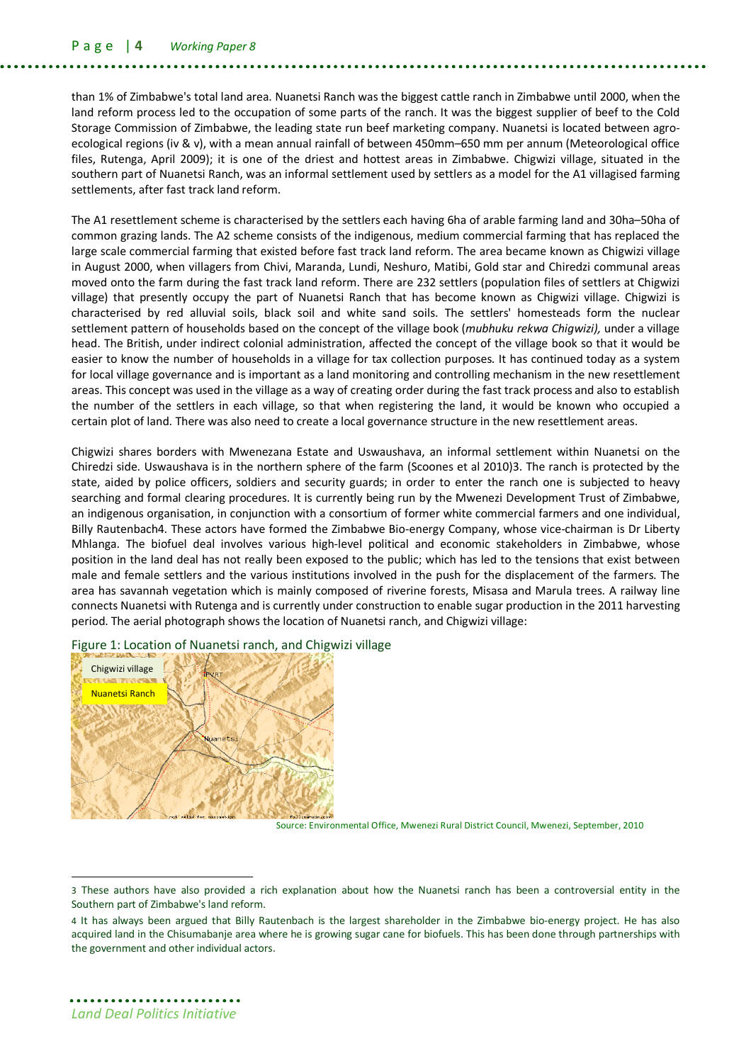than 1% of Zimbabwe's total land area. Nuanetsi Ranch was the biggest cattle ranch in Zimbabwe until 2000, when the land reform process led to the occupation of some parts of the ranch. It was the biggest supplier of beef to the Cold Storage Commission of Zimbabwe, the leading state run beef marketing company. Nuanetsi is located between agro-ecological regions (iv & v), with a mean annual rainfall of between 450mm–650 mm per annum (Meteorological office files, Rutenga, April 2009); it is one of the driest and hottest areas in Zimbabwe. Chigwizi village, situated in the southern part of Nuanetsi Ranch, was an informal settlement used by settlers as a model for the A1 villagised farming settlements, after fast track land reform.

The A1 resettlement scheme is characterised by the settlers each having 6ha of arable farming land and 30ha–50ha of common grazing lands. The A2 scheme consists of the indigenous, medium commercial farming that has replaced the large scale commercial farming that existed before fast track land reform. The area became known as Chigwizi village in August 2000, when villagers from Chivi, Maranda, Lundi, Neshuro, Matibi, Gold star and Chiredzi communal areas moved onto the farm during the fast track land reform. There are 232 settlers (population files of settlers at Chigwizi village) that presently occupy the part of Nuanetsi Ranch that has become known as Chigwizi village. Chigwizi is characterised by red alluvial soils, black soil and white sand soils. The settlers' homesteads form the nuclear settlement pattern of households based on the concept of the village book (*mubhuku rekwa Chigwizi),* under a village head. The British, under indirect colonial administration, affected the concept of the village book so that it would be easier to know the number of households in a village for tax collection purposes. It has continued today as a system for local village governance and is important as a land monitoring and controlling mechanism in the new resettlement areas. This concept was used in the village as a way of creating order during the fast track process and also to establish the number of the settlers in each village, so that when registering the land, it would be known who occupied a certain plot of land. There was also need to create a local governance structure in the new resettlement areas.

Chigwizi shares borders with Mwenezana Estate and Uswaushava, an informal settlement within Nuanetsi on the Chiredzi side. Uswaushava is in the northern sphere of the farm (Scoones et al 2010)[3]. The ranch is protected by the state, aided by police officers, soldiers and security guards; in order to enter the ranch one is subjected to heavy searching and formal clearing procedures. It is currently being run by the Mwenezi Development Trust of Zimbabwe, an indigenous organisation, in conjunction with a consortium of former white commercial farmers and one individual, Billy Rautenbach[4]. These actors have formed the Zimbabwe Bio-energy Company, whose vice-chairman is Dr Liberty Mhlanga. The biofuel deal involves various high-level political and economic stakeholders in Zimbabwe, whose position in the land deal has not really been exposed to the public; which has led to the tensions that exist between male and female settlers and the various institutions involved in the push for the displacement of the farmers. The area has savannah vegetation which is mainly composed of riverine forests, Misasa and Marula trees. A railway line connects Nuanetsi with Rutenga and is currently under construction to enable sugar production in the 2011 harvesting period. The aerial photograph shows the location of Nuanetsi ranch, and Chigwizi village:

Figure 1: Location of Nuanetsi ranch, and Chigwizi village

Source: Environmental Office, Mwenezi Rural District Council, Mwenezi, September, 2010

---

[3] These authors have also provided a rich explanation about how the Nuanetsi ranch has been a controversial entity in the Southern part of Zimbabwe's land reform.

[4] It has always been argued that Billy Rautenbach is the largest shareholder in the Zimbabwe bio-energy project. He has also acquired land in the Chisumabanje area where he is growing sugar cane for biofuels. This has been done through partnerships with the government and other individual actors.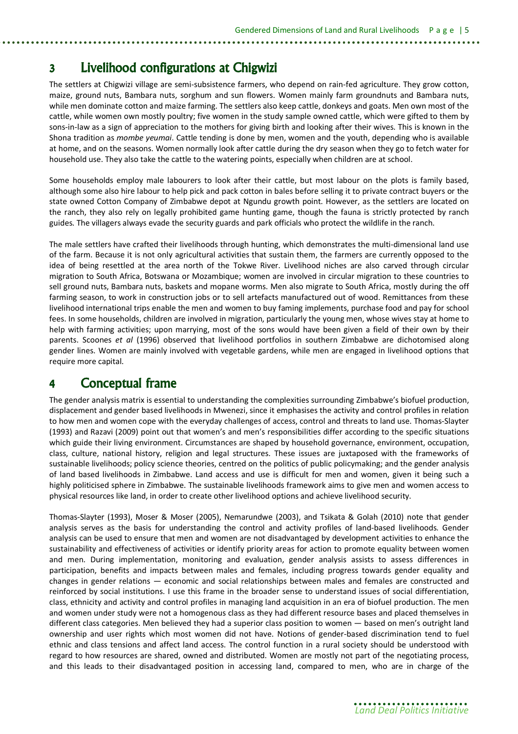# 3 Livelihood configurations at Chigwizi

The settlers at Chigwizi village are semi-subsistence farmers, who depend on rain-fed agriculture. They grow cotton, maize, ground nuts, Bambara nuts, sorghum and sun flowers. Women mainly farm groundnuts and Bambara nuts, while men dominate cotton and maize farming. The settlers also keep cattle, donkeys and goats. Men own most of the cattle, while women own mostly poultry; five women in the study sample owned cattle, which were gifted to them by sons-in-law as a sign of appreciation to the mothers for giving birth and looking after their wives. This is known in the Shona tradition as *mombe yeumai*. Cattle tending is done by men, women and the youth, depending who is available at home, and on the seasons. Women normally look after cattle during the dry season when they go to fetch water for household use. They also take the cattle to the watering points, especially when children are at school.

Some households employ male labourers to look after their cattle, but most labour on the plots is family based, although some also hire labour to help pick and pack cotton in bales before selling it to private contract buyers or the state owned Cotton Company of Zimbabwe depot at Ngundu growth point. However, as the settlers are located on the ranch, they also rely on legally prohibited game hunting game, though the fauna is strictly protected by ranch guides. The villagers always evade the security guards and park officials who protect the wildlife in the ranch.

The male settlers have crafted their livelihoods through hunting, which demonstrates the multi-dimensional land use of the farm. Because it is not only agricultural activities that sustain them, the farmers are currently opposed to the idea of being resettled at the area north of the Tokwe River. Livelihood niches are also carved through circular migration to South Africa, Botswana or Mozambique; women are involved in circular migration to these countries to sell ground nuts, Bambara nuts, baskets and mopane worms. Men also migrate to South Africa, mostly during the off farming season, to work in construction jobs or to sell artefacts manufactured out of wood. Remittances from these livelihood international trips enable the men and women to buy faming implements, purchase food and pay for school fees. In some households, children are involved in migration, particularly the young men, whose wives stay at home to help with farming activities; upon marrying, most of the sons would have been given a field of their own by their parents. Scoones *et al* (1996) observed that livelihood portfolios in southern Zimbabwe are dichotomised along gender lines. Women are mainly involved with vegetable gardens, while men are engaged in livelihood options that require more capital.

# 4 Conceptual frame

The gender analysis matrix is essential to understanding the complexities surrounding Zimbabwe's biofuel production, displacement and gender based livelihoods in Mwenezi, since it emphasises the activity and control profiles in relation to how men and women cope with the everyday challenges of access, control and threats to land use. Thomas-Slayter (1993) and Razavi (2009) point out that women's and men's responsibilities differ according to the specific situations which guide their living environment. Circumstances are shaped by household governance, environment, occupation, class, culture, national history, religion and legal structures. These issues are juxtaposed with the frameworks of sustainable livelihoods; policy science theories, centred on the politics of public policymaking; and the gender analysis of land based livelihoods in Zimbabwe. Land access and use is difficult for men and women, given it being such a highly politicised sphere in Zimbabwe. The sustainable livelihoods framework aims to give men and women access to physical resources like land, in order to create other livelihood options and achieve livelihood security.

Thomas-Slayter (1993), Moser & Moser (2005), Nemarundwe (2003), and Tsikata & Golah (2010) note that gender analysis serves as the basis for understanding the control and activity profiles of land-based livelihoods. Gender analysis can be used to ensure that men and women are not disadvantaged by development activities to enhance the sustainability and effectiveness of activities or identify priority areas for action to promote equality between women and men. During implementation, monitoring and evaluation, gender analysis assists to assess differences in participation, benefits and impacts between males and females, including progress towards gender equality and changes in gender relations — economic and social relationships between males and females are constructed and reinforced by social institutions. I use this frame in the broader sense to understand issues of social differentiation, class, ethnicity and activity and control profiles in managing land acquisition in an era of biofuel production. The men and women under study were not a homogenous class as they had different resource bases and placed themselves in different class categories. Men believed they had a superior class position to women — based on men's outright land ownership and user rights which most women did not have. Notions of gender-based discrimination tend to fuel ethnic and class tensions and affect land access. The control function in a rural society should be understood with regard to how resources are shared, owned and distributed. Women are mostly not part of the negotiating process, and this leads to their disadvantaged position in accessing land, compared to men, who are in charge of the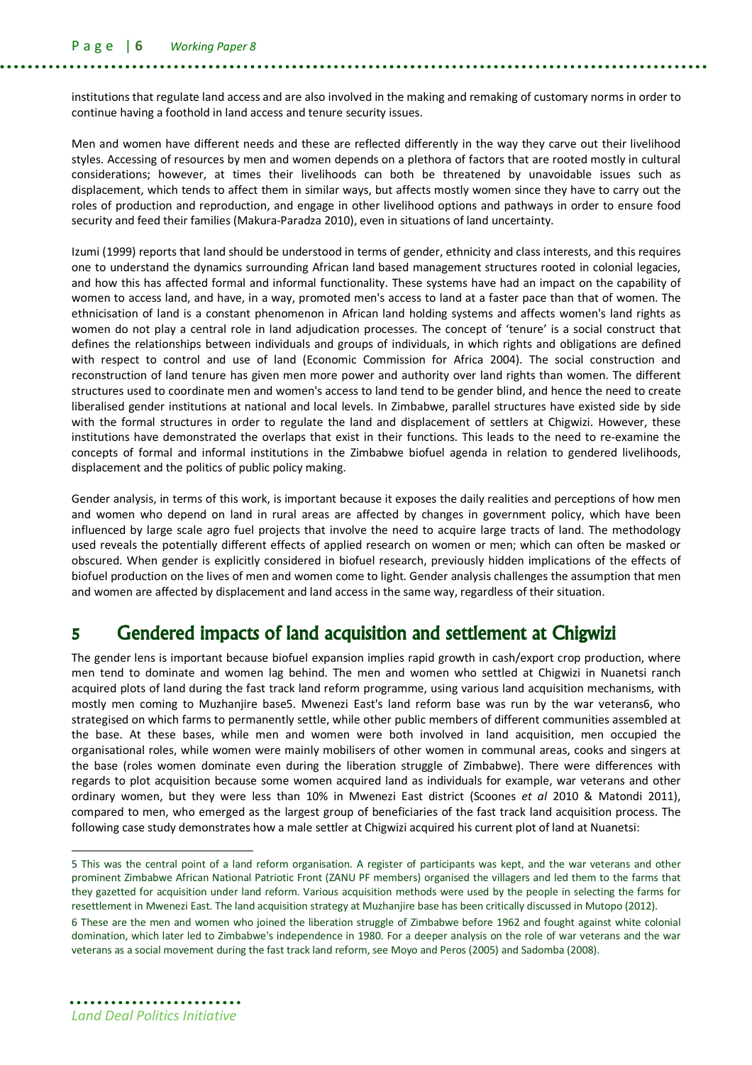institutions that regulate land access and are also involved in the making and remaking of customary norms in order to continue having a foothold in land access and tenure security issues.

Men and women have different needs and these are reflected differently in the way they carve out their livelihood styles. Accessing of resources by men and women depends on a plethora of factors that are rooted mostly in cultural considerations; however, at times their livelihoods can both be threatened by unavoidable issues such as displacement, which tends to affect them in similar ways, but affects mostly women since they have to carry out the roles of production and reproduction, and engage in other livelihood options and pathways in order to ensure food security and feed their families (Makura-Paradza 2010), even in situations of land uncertainty.

Izumi (1999) reports that land should be understood in terms of gender, ethnicity and class interests, and this requires one to understand the dynamics surrounding African land based management structures rooted in colonial legacies, and how this has affected formal and informal functionality. These systems have had an impact on the capability of women to access land, and have, in a way, promoted men's access to land at a faster pace than that of women. The ethnicisation of land is a constant phenomenon in African land holding systems and affects women's land rights as women do not play a central role in land adjudication processes. The concept of 'tenure' is a social construct that defines the relationships between individuals and groups of individuals, in which rights and obligations are defined with respect to control and use of land (Economic Commission for Africa 2004). The social construction and reconstruction of land tenure has given men more power and authority over land rights than women. The different structures used to coordinate men and women's access to land tend to be gender blind, and hence the need to create liberalised gender institutions at national and local levels. In Zimbabwe, parallel structures have existed side by side with the formal structures in order to regulate the land and displacement of settlers at Chigwizi. However, these institutions have demonstrated the overlaps that exist in their functions. This leads to the need to re-examine the concepts of formal and informal institutions in the Zimbabwe biofuel agenda in relation to gendered livelihoods, displacement and the politics of public policy making.

Gender analysis, in terms of this work, is important because it exposes the daily realities and perceptions of how men and women who depend on land in rural areas are affected by changes in government policy, which have been influenced by large scale agro fuel projects that involve the need to acquire large tracts of land. The methodology used reveals the potentially different effects of applied research on women or men; which can often be masked or obscured. When gender is explicitly considered in biofuel research, previously hidden implications of the effects of biofuel production on the lives of men and women come to light. Gender analysis challenges the assumption that men and women are affected by displacement and land access in the same way, regardless of their situation.

## 5 Gendered impacts of land acquisition and settlement at Chigwizi

The gender lens is important because biofuel expansion implies rapid growth in cash/export crop production, where men tend to dominate and women lag behind. The men and women who settled at Chigwizi in Nuanetsi ranch acquired plots of land during the fast track land reform programme, using various land acquisition mechanisms, with mostly men coming to Muzhanjire base[5]. Mwenezi East's land reform base was run by the war veterans[6], who strategised on which farms to permanently settle, while other public members of different communities assembled at the base. At these bases, while men and women were both involved in land acquisition, men occupied the organisational roles, while women were mainly mobilisers of other women in communal areas, cooks and singers at the base (roles women dominate even during the liberation struggle of Zimbabwe). There were differences with regards to plot acquisition because some women acquired land as individuals for example, war veterans and other ordinary women, but they were less than 10% in Mwenezi East district (Scoones *et al* 2010 & Matondi 2011), compared to men, who emerged as the largest group of beneficiaries of the fast track land acquisition process. The following case study demonstrates how a male settler at Chigwizi acquired his current plot of land at Nuanetsi:

---

[5] This was the central point of a land reform organisation. A register of participants was kept, and the war veterans and other prominent Zimbabwe African National Patriotic Front (ZANU PF members) organised the villagers and led them to the farms that they gazetted for acquisition under land reform. Various acquisition methods were used by the people in selecting the farms for resettlement in Mwenezi East. The land acquisition strategy at Muzhanjire base has been critically discussed in Mutopo (2012).

[6] These are the men and women who joined the liberation struggle of Zimbabwe before 1962 and fought against white colonial domination, which later led to Zimbabwe's independence in 1980. For a deeper analysis on the role of war veterans and the war veterans as a social movement during the fast track land reform, see Moyo and Peros (2005) and Sadomba (2008).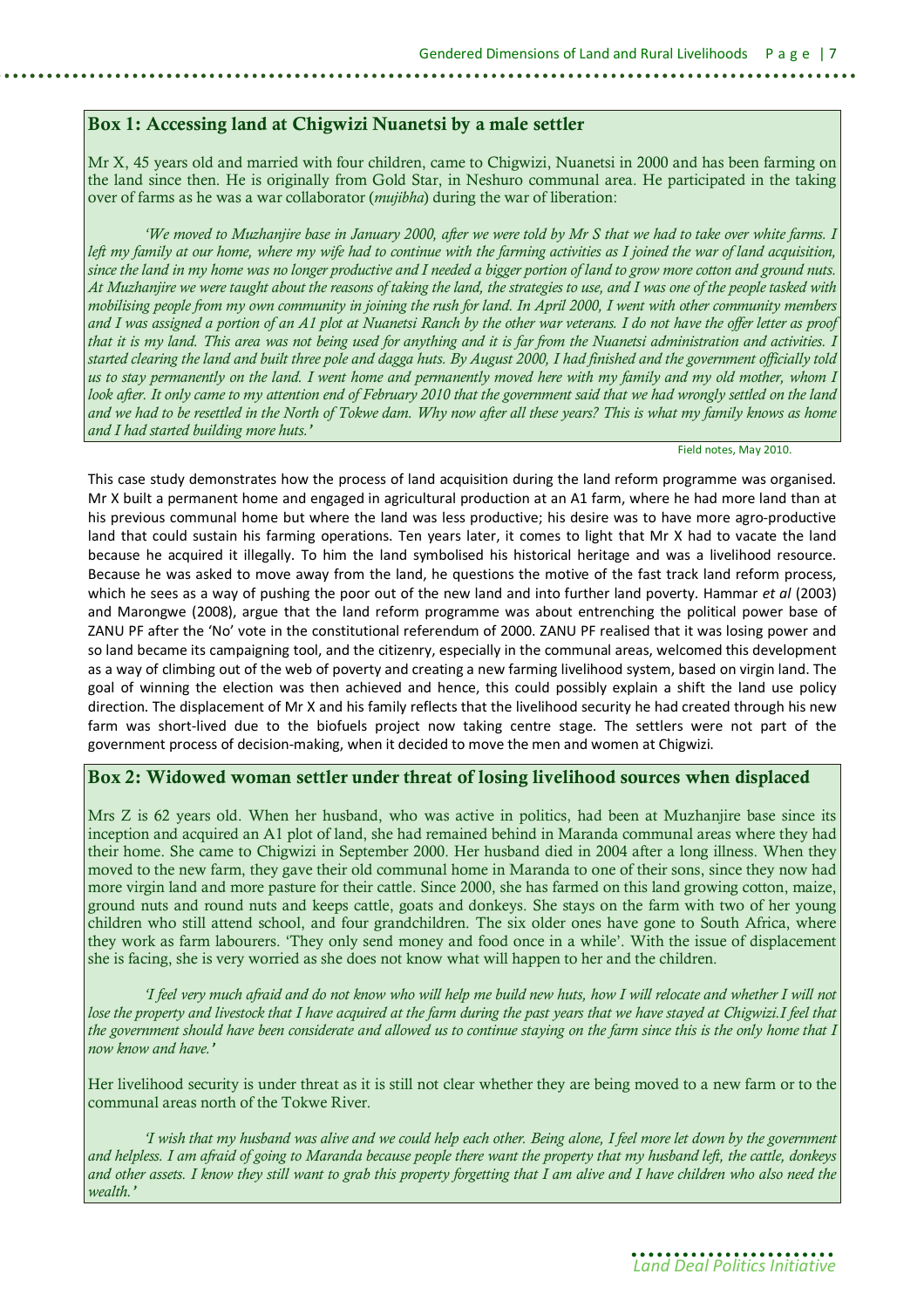## Box 1: Accessing land at Chigwizi Nuanetsi by a male settler

Mr X, 45 years old and married with four children, came to Chigwizi, Nuanetsi in 2000 and has been farming on the land since then. He is originally from Gold Star, in Neshuro communal area. He participated in the taking over of farms as he was a war collaborator (*mujibha*) during the war of liberation:

*'We moved to Muzhanjire base in January 2000, after we were told by Mr S that we had to take over white farms. I left my family at our home, where my wife had to continue with the farming activities as I joined the war of land acquisition, since the land in my home was no longer productive and I needed a bigger portion of land to grow more cotton and ground nuts. At Muzhanjire we were taught about the reasons of taking the land, the strategies to use, and I was one of the people tasked with mobilising people from my own community in joining the rush for land. In April 2000, I went with other community members and I was assigned a portion of an A1 plot at Nuanetsi Ranch by the other war veterans. I do not have the offer letter as proof that it is my land. This area was not being used for anything and it is far from the Nuanetsi administration and activities. I started clearing the land and built three pole and dagga huts. By August 2000, I had finished and the government officially told us to stay permanently on the land. I went home and permanently moved here with my family and my old mother, whom I look after. It only came to my attention end of February 2010 that the government said that we had wrongly settled on the land and we had to be resettled in the North of Tokwe dam. Why now after all these years? This is what my family knows as home and I had started building more huts.'*

Field notes, May 2010.

This case study demonstrates how the process of land acquisition during the land reform programme was organised. Mr X built a permanent home and engaged in agricultural production at an A1 farm, where he had more land than at his previous communal home but where the land was less productive; his desire was to have more agro-productive land that could sustain his farming operations. Ten years later, it comes to light that Mr X had to vacate the land because he acquired it illegally. To him the land symbolised his historical heritage and was a livelihood resource. Because he was asked to move away from the land, he questions the motive of the fast track land reform process, which he sees as a way of pushing the poor out of the new land and into further land poverty. Hammar *et al* (2003) and Marongwe (2008), argue that the land reform programme was about entrenching the political power base of ZANU PF after the 'No' vote in the constitutional referendum of 2000. ZANU PF realised that it was losing power and so land became its campaigning tool, and the citizenry, especially in the communal areas, welcomed this development as a way of climbing out of the web of poverty and creating a new farming livelihood system, based on virgin land. The goal of winning the election was then achieved and hence, this could possibly explain a shift the land use policy direction. The displacement of Mr X and his family reflects that the livelihood security he had created through his new farm was short-lived due to the biofuels project now taking centre stage. The settlers were not part of the government process of decision-making, when it decided to move the men and women at Chigwizi.

## Box 2: Widowed woman settler under threat of losing livelihood sources when displaced

Mrs Z is 62 years old. When her husband, who was active in politics, had been at Muzhanjire base since its inception and acquired an A1 plot of land, she had remained behind in Maranda communal areas where they had their home. She came to Chigwizi in September 2000. Her husband died in 2004 after a long illness. When they moved to the new farm, they gave their old communal home in Maranda to one of their sons, since they now had more virgin land and more pasture for their cattle. Since 2000, she has farmed on this land growing cotton, maize, ground nuts and round nuts and keeps cattle, goats and donkeys. She stays on the farm with two of her young children who still attend school, and four grandchildren. The six older ones have gone to South Africa, where they work as farm labourers. 'They only send money and food once in a while'. With the issue of displacement she is facing, she is very worried as she does not know what will happen to her and the children.

*'I feel very much afraid and do not know who will help me build new huts, how I will relocate and whether I will not lose the property and livestock that I have acquired at the farm during the past years that we have stayed at Chigwizi.I feel that the government should have been considerate and allowed us to continue staying on the farm since this is the only home that I now know and have.'*

Her livelihood security is under threat as it is still not clear whether they are being moved to a new farm or to the communal areas north of the Tokwe River.

*'I wish that my husband was alive and we could help each other. Being alone, I feel more let down by the government and helpless. I am afraid of going to Maranda because people there want the property that my husband left, the cattle, donkeys and other assets. I know they still want to grab this property forgetting that I am alive and I have children who also need the wealth.'*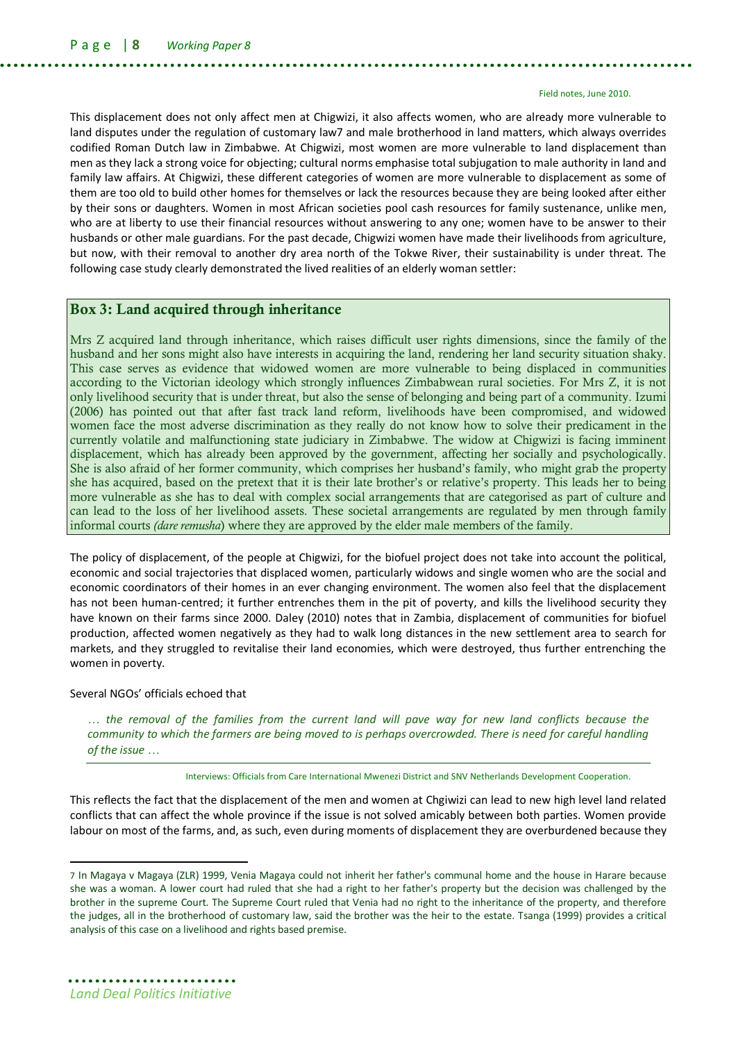Field notes, June 2010.

This displacement does not only affect men at Chigwizi, it also affects women, who are already more vulnerable to land disputes under the regulation of customary law[7] and male brotherhood in land matters, which always overrides codified Roman Dutch law in Zimbabwe. At Chigwizi, most women are more vulnerable to land displacement than men as they lack a strong voice for objecting; cultural norms emphasise total subjugation to male authority in land and family law affairs. At Chigwizi, these different categories of women are more vulnerable to displacement as some of them are too old to build other homes for themselves or lack the resources because they are being looked after either by their sons or daughters. Women in most African societies pool cash resources for family sustenance, unlike men, who are at liberty to use their financial resources without answering to any one; women have to be answer to their husbands or other male guardians. For the past decade, Chigwizi women have made their livelihoods from agriculture, but now, with their removal to another dry area north of the Tokwe River, their sustainability is under threat. The following case study clearly demonstrated the lived realities of an elderly woman settler:

### Box 3: Land acquired through inheritance

Mrs Z acquired land through inheritance, which raises difficult user rights dimensions, since the family of the husband and her sons might also have interests in acquiring the land, rendering her land security situation shaky. This case serves as evidence that widowed women are more vulnerable to being displaced in communities according to the Victorian ideology which strongly influences Zimbabwean rural societies. For Mrs Z, it is not only livelihood security that is under threat, but also the sense of belonging and being part of a community. Izumi (2006) has pointed out that after fast track land reform, livelihoods have been compromised, and widowed women face the most adverse discrimination as they really do not know how to solve their predicament in the currently volatile and malfunctioning state judiciary in Zimbabwe. The widow at Chigwizi is facing imminent displacement, which has already been approved by the government, affecting her socially and psychologically. She is also afraid of her former community, which comprises her husband's family, who might grab the property she has acquired, based on the pretext that it is their late brother's or relative's property. This leads her to being more vulnerable as she has to deal with complex social arrangements that are categorised as part of culture and can lead to the loss of her livelihood assets. These societal arrangements are regulated by men through family informal courts *(dare remusha)* where they are approved by the elder male members of the family.

The policy of displacement, of the people at Chigwizi, for the biofuel project does not take into account the political, economic and social trajectories that displaced women, particularly widows and single women who are the social and economic coordinators of their homes in an ever changing environment. The women also feel that the displacement has not been human-centred; it further entrenches them in the pit of poverty, and kills the livelihood security they have known on their farms since 2000. Daley (2010) notes that in Zambia, displacement of communities for biofuel production, affected women negatively as they had to walk long distances in the new settlement area to search for markets, and they struggled to revitalise their land economies, which were destroyed, thus further entrenching the women in poverty.

Several NGOs' officials echoed that

> *… the removal of the families from the current land will pave way for new land conflicts because the community to which the farmers are being moved to is perhaps overcrowded. There is need for careful handling of the issue …*

Interviews: Officials from Care International Mwenezi District and SNV Netherlands Development Cooperation.

This reflects the fact that the displacement of the men and women at Chgiwizi can lead to new high level land related conflicts that can affect the whole province if the issue is not solved amicably between both parties. Women provide labour on most of the farms, and, as such, even during moments of displacement they are overburdened because they

[7] In Magaya v Magaya (ZLR) 1999, Venia Magaya could not inherit her father's communal home and the house in Harare because she was a woman. A lower court had ruled that she had a right to her father's property but the decision was challenged by the brother in the supreme Court. The Supreme Court ruled that Venia had no right to the inheritance of the property, and therefore the judges, all in the brotherhood of customary law, said the brother was the heir to the estate. Tsanga (1999) provides a critical analysis of this case on a livelihood and rights based premise.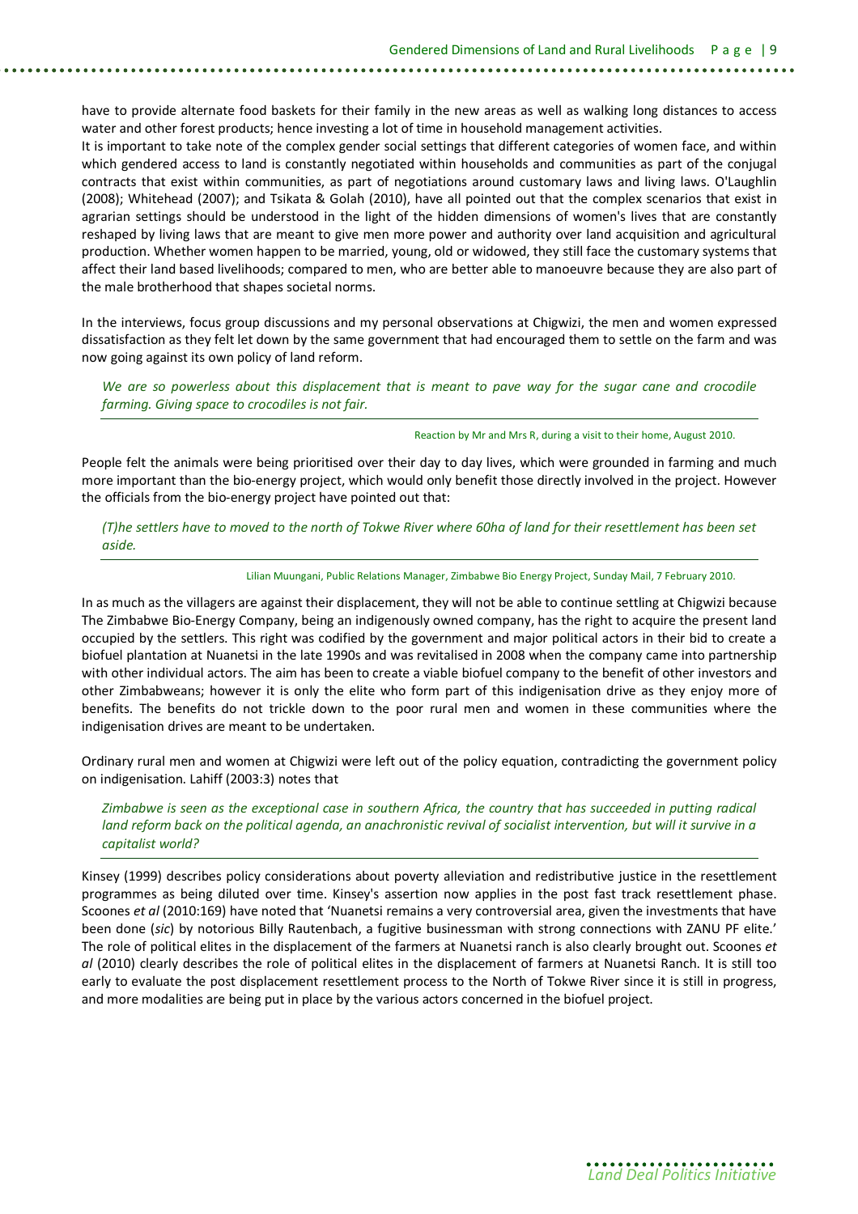have to provide alternate food baskets for their family in the new areas as well as walking long distances to access water and other forest products; hence investing a lot of time in household management activities.

It is important to take note of the complex gender social settings that different categories of women face, and within which gendered access to land is constantly negotiated within households and communities as part of the conjugal contracts that exist within communities, as part of negotiations around customary laws and living laws. O'Laughlin (2008); Whitehead (2007); and Tsikata & Golah (2010), have all pointed out that the complex scenarios that exist in agrarian settings should be understood in the light of the hidden dimensions of women's lives that are constantly reshaped by living laws that are meant to give men more power and authority over land acquisition and agricultural production. Whether women happen to be married, young, old or widowed, they still face the customary systems that affect their land based livelihoods; compared to men, who are better able to manoeuvre because they are also part of the male brotherhood that shapes societal norms.

In the interviews, focus group discussions and my personal observations at Chigwizi, the men and women expressed dissatisfaction as they felt let down by the same government that had encouraged them to settle on the farm and was now going against its own policy of land reform.

> *We are so powerless about this displacement that is meant to pave way for the sugar cane and crocodile farming. Giving space to crocodiles is not fair.*
>
> Reaction by Mr and Mrs R, during a visit to their home, August 2010.

People felt the animals were being prioritised over their day to day lives, which were grounded in farming and much more important than the bio-energy project, which would only benefit those directly involved in the project. However the officials from the bio-energy project have pointed out that:

> *(T)he settlers have to moved to the north of Tokwe River where 60ha of land for their resettlement has been set aside.*
>
> Lilian Muungani, Public Relations Manager, Zimbabwe Bio Energy Project, Sunday Mail, 7 February 2010.

In as much as the villagers are against their displacement, they will not be able to continue settling at Chigwizi because The Zimbabwe Bio-Energy Company, being an indigenously owned company, has the right to acquire the present land occupied by the settlers. This right was codified by the government and major political actors in their bid to create a biofuel plantation at Nuanetsi in the late 1990s and was revitalised in 2008 when the company came into partnership with other individual actors. The aim has been to create a viable biofuel company to the benefit of other investors and other Zimbabweans; however it is only the elite who form part of this indigenisation drive as they enjoy more of benefits. The benefits do not trickle down to the poor rural men and women in these communities where the indigenisation drives are meant to be undertaken.

Ordinary rural men and women at Chigwizi were left out of the policy equation, contradicting the government policy on indigenisation. Lahiff (2003:3) notes that

> *Zimbabwe is seen as the exceptional case in southern Africa, the country that has succeeded in putting radical land reform back on the political agenda, an anachronistic revival of socialist intervention, but will it survive in a capitalist world?*

Kinsey (1999) describes policy considerations about poverty alleviation and redistributive justice in the resettlement programmes as being diluted over time. Kinsey's assertion now applies in the post fast track resettlement phase. Scoones *et al* (2010:169) have noted that 'Nuanetsi remains a very controversial area, given the investments that have been done (*sic*) by notorious Billy Rautenbach, a fugitive businessman with strong connections with ZANU PF elite.' The role of political elites in the displacement of the farmers at Nuanetsi ranch is also clearly brought out. Scoones *et al* (2010) clearly describes the role of political elites in the displacement of farmers at Nuanetsi Ranch. It is still too early to evaluate the post displacement resettlement process to the North of Tokwe River since it is still in progress, and more modalities are being put in place by the various actors concerned in the biofuel project.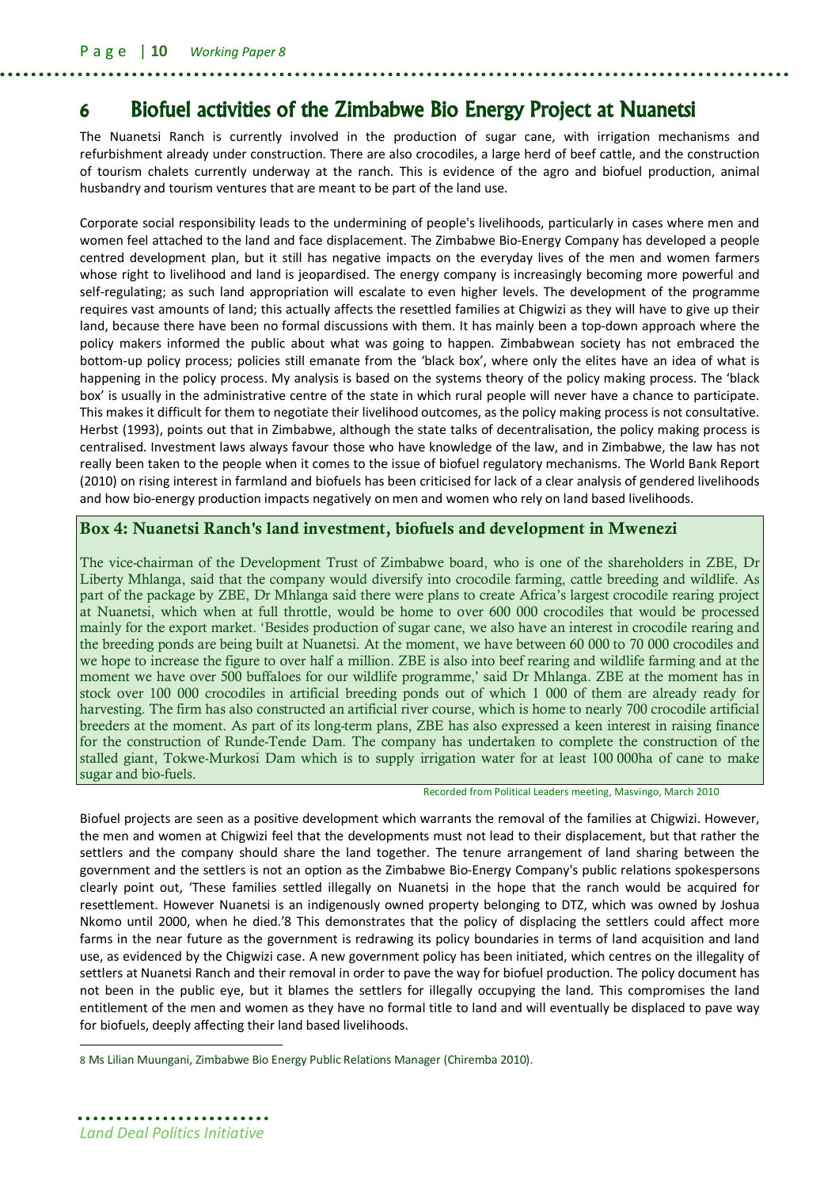# 6 Biofuel activities of the Zimbabwe Bio Energy Project at Nuanetsi

The Nuanetsi Ranch is currently involved in the production of sugar cane, with irrigation mechanisms and refurbishment already under construction. There are also crocodiles, a large herd of beef cattle, and the construction of tourism chalets currently underway at the ranch. This is evidence of the agro and biofuel production, animal husbandry and tourism ventures that are meant to be part of the land use.

Corporate social responsibility leads to the undermining of people's livelihoods, particularly in cases where men and women feel attached to the land and face displacement. The Zimbabwe Bio-Energy Company has developed a people centred development plan, but it still has negative impacts on the everyday lives of the men and women farmers whose right to livelihood and land is jeopardised. The energy company is increasingly becoming more powerful and self-regulating; as such land appropriation will escalate to even higher levels. The development of the programme requires vast amounts of land; this actually affects the resettled families at Chigwizi as they will have to give up their land, because there have been no formal discussions with them. It has mainly been a top-down approach where the policy makers informed the public about what was going to happen. Zimbabwean society has not embraced the bottom-up policy process; policies still emanate from the 'black box', where only the elites have an idea of what is happening in the policy process. My analysis is based on the systems theory of the policy making process. The 'black box' is usually in the administrative centre of the state in which rural people will never have a chance to participate. This makes it difficult for them to negotiate their livelihood outcomes, as the policy making process is not consultative. Herbst (1993), points out that in Zimbabwe, although the state talks of decentralisation, the policy making process is centralised. Investment laws always favour those who have knowledge of the law, and in Zimbabwe, the law has not really been taken to the people when it comes to the issue of biofuel regulatory mechanisms. The World Bank Report (2010) on rising interest in farmland and biofuels has been criticised for lack of a clear analysis of gendered livelihoods and how bio-energy production impacts negatively on men and women who rely on land based livelihoods.

**Box 4: Nuanetsi Ranch's land investment, biofuels and development in Mwenezi**

The vice-chairman of the Development Trust of Zimbabwe board, who is one of the shareholders in ZBE, Dr Liberty Mhlanga, said that the company would diversify into crocodile farming, cattle breeding and wildlife. As part of the package by ZBE, Dr Mhlanga said there were plans to create Africa's largest crocodile rearing project at Nuanetsi, which when at full throttle, would be home to over 600 000 crocodiles that would be processed mainly for the export market. 'Besides production of sugar cane, we also have an interest in crocodile rearing and the breeding ponds are being built at Nuanetsi. At the moment, we have between 60 000 to 70 000 crocodiles and we hope to increase the figure to over half a million. ZBE is also into beef rearing and wildlife farming and at the moment we have over 500 buffaloes for our wildlife programme,' said Dr Mhlanga. ZBE at the moment has in stock over 100 000 crocodiles in artificial breeding ponds out of which 1 000 of them are already ready for harvesting. The firm has also constructed an artificial river course, which is home to nearly 700 crocodile artificial breeders at the moment. As part of its long-term plans, ZBE has also expressed a keen interest in raising finance for the construction of Runde-Tende Dam. The company has undertaken to complete the construction of the stalled giant, Tokwe-Murkosi Dam which is to supply irrigation water for at least 100 000ha of cane to make sugar and bio-fuels.

Recorded from Political Leaders meeting, Masvingo, March 2010

Biofuel projects are seen as a positive development which warrants the removal of the families at Chigwizi. However, the men and women at Chigwizi feel that the developments must not lead to their displacement, but that rather the settlers and the company should share the land together. The tenure arrangement of land sharing between the government and the settlers is not an option as the Zimbabwe Bio-Energy Company's public relations spokespersons clearly point out, 'These families settled illegally on Nuanetsi in the hope that the ranch would be acquired for resettlement. However Nuanetsi is an indigenously owned property belonging to DTZ, which was owned by Joshua Nkomo until 2000, when he died.'[8] This demonstrates that the policy of displacing the settlers could affect more farms in the near future as the government is redrawing its policy boundaries in terms of land acquisition and land use, as evidenced by the Chigwizi case. A new government policy has been initiated, which centres on the illegality of settlers at Nuanetsi Ranch and their removal in order to pave the way for biofuel production. The policy document has not been in the public eye, but it blames the settlers for illegally occupying the land. This compromises the land entitlement of the men and women as they have no formal title to land and will eventually be displaced to pave way for biofuels, deeply affecting their land based livelihoods.

[8] Ms Lilian Muungani, Zimbabwe Bio Energy Public Relations Manager (Chiremba 2010).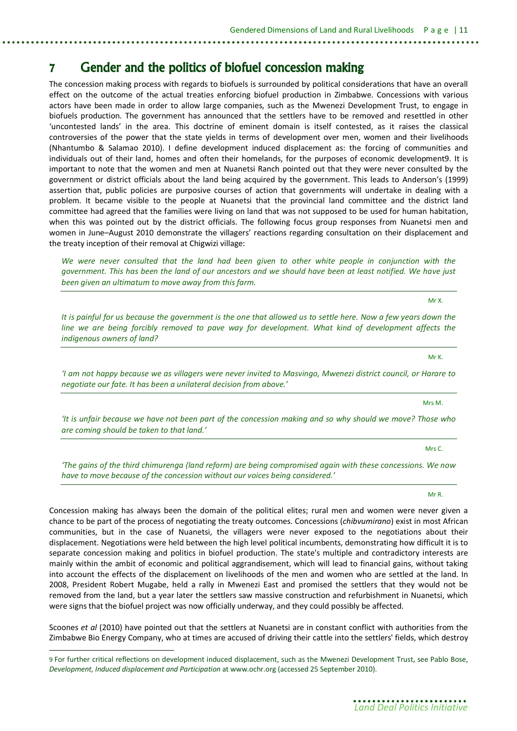# 7 Gender and the politics of biofuel concession making

The concession making process with regards to biofuels is surrounded by political considerations that have an overall effect on the outcome of the actual treaties enforcing biofuel production in Zimbabwe. Concessions with various actors have been made in order to allow large companies, such as the Mwenezi Development Trust, to engage in biofuels production. The government has announced that the settlers have to be removed and resettled in other 'uncontested lands' in the area. This doctrine of eminent domain is itself contested, as it raises the classical controversies of the power that the state yields in terms of development over men, women and their livelihoods (Nhantumbo & Salamao 2010). I define development induced displacement as: the forcing of communities and individuals out of their land, homes and often their homelands, for the purposes of economic development[9]. It is important to note that the women and men at Nuanetsi Ranch pointed out that they were never consulted by the government or district officials about the land being acquired by the government. This leads to Anderson's (1999) assertion that, public policies are purposive courses of action that governments will undertake in dealing with a problem. It became visible to the people at Nuanetsi that the provincial land committee and the district land committee had agreed that the families were living on land that was not supposed to be used for human habitation, when this was pointed out by the district officials. The following focus group responses from Nuanetsi men and women in June–August 2010 demonstrate the villagers' reactions regarding consultation on their displacement and the treaty inception of their removal at Chigwizi village:

> *We were never consulted that the land had been given to other white people in conjunction with the government. This has been the land of our ancestors and we should have been at least notified. We have just been given an ultimatum to move away from this farm.*
>
> Mr X.

> *It is painful for us because the government is the one that allowed us to settle here. Now a few years down the line we are being forcibly removed to pave way for development. What kind of development affects the indigenous owners of land?*
>
> Mr K.

> *'I am not happy because we as villagers were never invited to Masvingo, Mwenezi district council, or Harare to negotiate our fate. It has been a unilateral decision from above.'*
>
> Mrs M.

> *'It is unfair because we have not been part of the concession making and so why should we move? Those who are coming should be taken to that land.'*
>
> Mrs C.

> *'The gains of the third chimurenga (land reform) are being compromised again with these concessions. We now have to move because of the concession without our voices being considered.'*
>
> Mr R.

Concession making has always been the domain of the political elites; rural men and women were never given a chance to be part of the process of negotiating the treaty outcomes. Concessions (*chibvumirano*) exist in most African communities, but in the case of Nuanetsi, the villagers were never exposed to the negotiations about their displacement. Negotiations were held between the high level political incumbents, demonstrating how difficult it is to separate concession making and politics in biofuel production. The state's multiple and contradictory interests are mainly within the ambit of economic and political aggrandisement, which will lead to financial gains, without taking into account the effects of the displacement on livelihoods of the men and women who are settled at the land. In 2008, President Robert Mugabe, held a rally in Mwenezi East and promised the settlers that they would not be removed from the land, but a year later the settlers saw massive construction and refurbishment in Nuanetsi, which were signs that the biofuel project was now officially underway, and they could possibly be affected.

Scoones *et al* (2010) have pointed out that the settlers at Nuanetsi are in constant conflict with authorities from the Zimbabwe Bio Energy Company, who at times are accused of driving their cattle into the settlers' fields, which destroy

---

[9] For further critical reflections on development induced displacement, such as the Mwenezi Development Trust, see Pablo Bose, *Development, Induced displacement and Participation* at www.ochr.org (accessed 25 September 2010).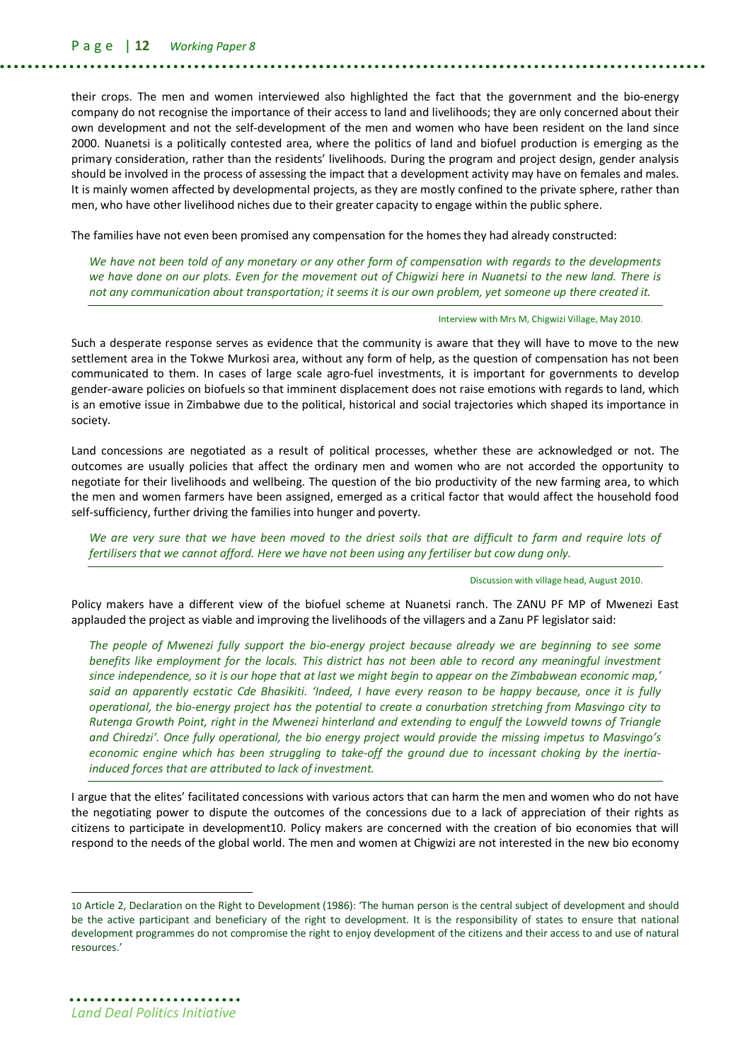their crops. The men and women interviewed also highlighted the fact that the government and the bio-energy company do not recognise the importance of their access to land and livelihoods; they are only concerned about their own development and not the self-development of the men and women who have been resident on the land since 2000. Nuanetsi is a politically contested area, where the politics of land and biofuel production is emerging as the primary consideration, rather than the residents' livelihoods. During the program and project design, gender analysis should be involved in the process of assessing the impact that a development activity may have on females and males. It is mainly women affected by developmental projects, as they are mostly confined to the private sphere, rather than men, who have other livelihood niches due to their greater capacity to engage within the public sphere.

The families have not even been promised any compensation for the homes they had already constructed:

> *We have not been told of any monetary or any other form of compensation with regards to the developments we have done on our plots. Even for the movement out of Chigwizi here in Nuanetsi to the new land. There is not any communication about transportation; it seems it is our own problem, yet someone up there created it.*
>
> Interview with Mrs M, Chigwizi Village, May 2010.

Such a desperate response serves as evidence that the community is aware that they will have to move to the new settlement area in the Tokwe Murkosi area, without any form of help, as the question of compensation has not been communicated to them. In cases of large scale agro-fuel investments, it is important for governments to develop gender-aware policies on biofuels so that imminent displacement does not raise emotions with regards to land, which is an emotive issue in Zimbabwe due to the political, historical and social trajectories which shaped its importance in society.

Land concessions are negotiated as a result of political processes, whether these are acknowledged or not. The outcomes are usually policies that affect the ordinary men and women who are not accorded the opportunity to negotiate for their livelihoods and wellbeing. The question of the bio productivity of the new farming area, to which the men and women farmers have been assigned, emerged as a critical factor that would affect the household food self-sufficiency, further driving the families into hunger and poverty.

> *We are very sure that we have been moved to the driest soils that are difficult to farm and require lots of fertilisers that we cannot afford. Here we have not been using any fertiliser but cow dung only.*
>
> Discussion with village head, August 2010.

Policy makers have a different view of the biofuel scheme at Nuanetsi ranch. The ZANU PF MP of Mwenezi East applauded the project as viable and improving the livelihoods of the villagers and a Zanu PF legislator said:

> *The people of Mwenezi fully support the bio-energy project because already we are beginning to see some benefits like employment for the locals. This district has not been able to record any meaningful investment since independence, so it is our hope that at last we might begin to appear on the Zimbabwean economic map,' said an apparently ecstatic Cde Bhasikiti. 'Indeed, I have every reason to be happy because, once it is fully operational, the bio-energy project has the potential to create a conurbation stretching from Masvingo city to Rutenga Growth Point, right in the Mwenezi hinterland and extending to engulf the Lowveld towns of Triangle and Chiredzi'. Once fully operational, the bio energy project would provide the missing impetus to Masvingo's economic engine which has been struggling to take-off the ground due to incessant choking by the inertia-induced forces that are attributed to lack of investment.*

I argue that the elites' facilitated concessions with various actors that can harm the men and women who do not have the negotiating power to dispute the outcomes of the concessions due to a lack of appreciation of their rights as citizens to participate in development[10]. Policy makers are concerned with the creation of bio economies that will respond to the needs of the global world. The men and women at Chigwizi are not interested in the new bio economy

---

[10] Article 2, Declaration on the Right to Development (1986): 'The human person is the central subject of development and should be the active participant and beneficiary of the right to development. It is the responsibility of states to ensure that national development programmes do not compromise the right to enjoy development of the citizens and their access to and use of natural resources.'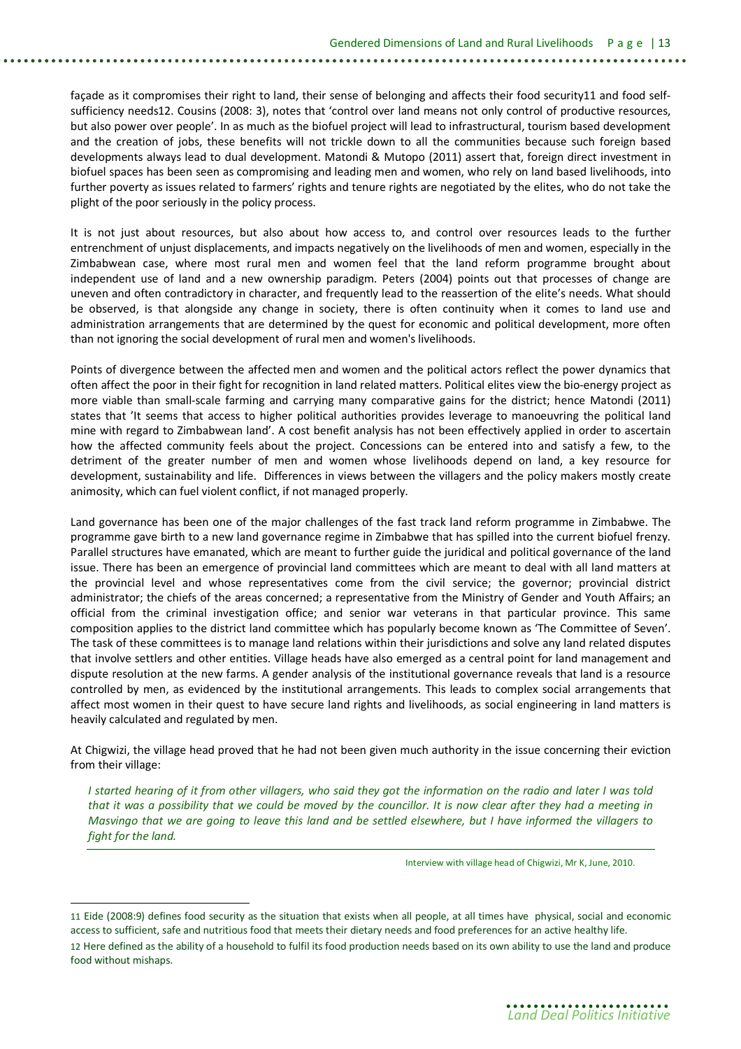façade as it compromises their right to land, their sense of belonging and affects their food security[11] and food self-sufficiency needs[12]. Cousins (2008: 3), notes that 'control over land means not only control of productive resources, but also power over people'. In as much as the biofuel project will lead to infrastructural, tourism based development and the creation of jobs, these benefits will not trickle down to all the communities because such foreign based developments always lead to dual development. Matondi & Mutopo (2011) assert that, foreign direct investment in biofuel spaces has been seen as compromising and leading men and women, who rely on land based livelihoods, into further poverty as issues related to farmers' rights and tenure rights are negotiated by the elites, who do not take the plight of the poor seriously in the policy process.

It is not just about resources, but also about how access to, and control over resources leads to the further entrenchment of unjust displacements, and impacts negatively on the livelihoods of men and women, especially in the Zimbabwean case, where most rural men and women feel that the land reform programme brought about independent use of land and a new ownership paradigm. Peters (2004) points out that processes of change are uneven and often contradictory in character, and frequently lead to the reassertion of the elite's needs. What should be observed, is that alongside any change in society, there is often continuity when it comes to land use and administration arrangements that are determined by the quest for economic and political development, more often than not ignoring the social development of rural men and women's livelihoods.

Points of divergence between the affected men and women and the political actors reflect the power dynamics that often affect the poor in their fight for recognition in land related matters. Political elites view the bio-energy project as more viable than small-scale farming and carrying many comparative gains for the district; hence Matondi (2011) states that 'It seems that access to higher political authorities provides leverage to manoeuvring the political land mine with regard to Zimbabwean land'. A cost benefit analysis has not been effectively applied in order to ascertain how the affected community feels about the project. Concessions can be entered into and satisfy a few, to the detriment of the greater number of men and women whose livelihoods depend on land, a key resource for development, sustainability and life. Differences in views between the villagers and the policy makers mostly create animosity, which can fuel violent conflict, if not managed properly.

Land governance has been one of the major challenges of the fast track land reform programme in Zimbabwe. The programme gave birth to a new land governance regime in Zimbabwe that has spilled into the current biofuel frenzy. Parallel structures have emanated, which are meant to further guide the juridical and political governance of the land issue. There has been an emergence of provincial land committees which are meant to deal with all land matters at the provincial level and whose representatives come from the civil service; the governor; provincial district administrator; the chiefs of the areas concerned; a representative from the Ministry of Gender and Youth Affairs; an official from the criminal investigation office; and senior war veterans in that particular province. This same composition applies to the district land committee which has popularly become known as 'The Committee of Seven'. The task of these committees is to manage land relations within their jurisdictions and solve any land related disputes that involve settlers and other entities. Village heads have also emerged as a central point for land management and dispute resolution at the new farms. A gender analysis of the institutional governance reveals that land is a resource controlled by men, as evidenced by the institutional arrangements. This leads to complex social arrangements that affect most women in their quest to have secure land rights and livelihoods, as social engineering in land matters is heavily calculated and regulated by men.

At Chigwizi, the village head proved that he had not been given much authority in the issue concerning their eviction from their village:

> *I started hearing of it from other villagers, who said they got the information on the radio and later I was told that it was a possibility that we could be moved by the councillor. It is now clear after they had a meeting in Masvingo that we are going to leave this land and be settled elsewhere, but I have informed the villagers to fight for the land.*
>
> Interview with village head of Chigwizi, Mr K, June, 2010.

---

[11] Eide (2008:9) defines food security as the situation that exists when all people, at all times have physical, social and economic access to sufficient, safe and nutritious food that meets their dietary needs and food preferences for an active healthy life.

[12] Here defined as the ability of a household to fulfil its food production needs based on its own ability to use the land and produce food without mishaps.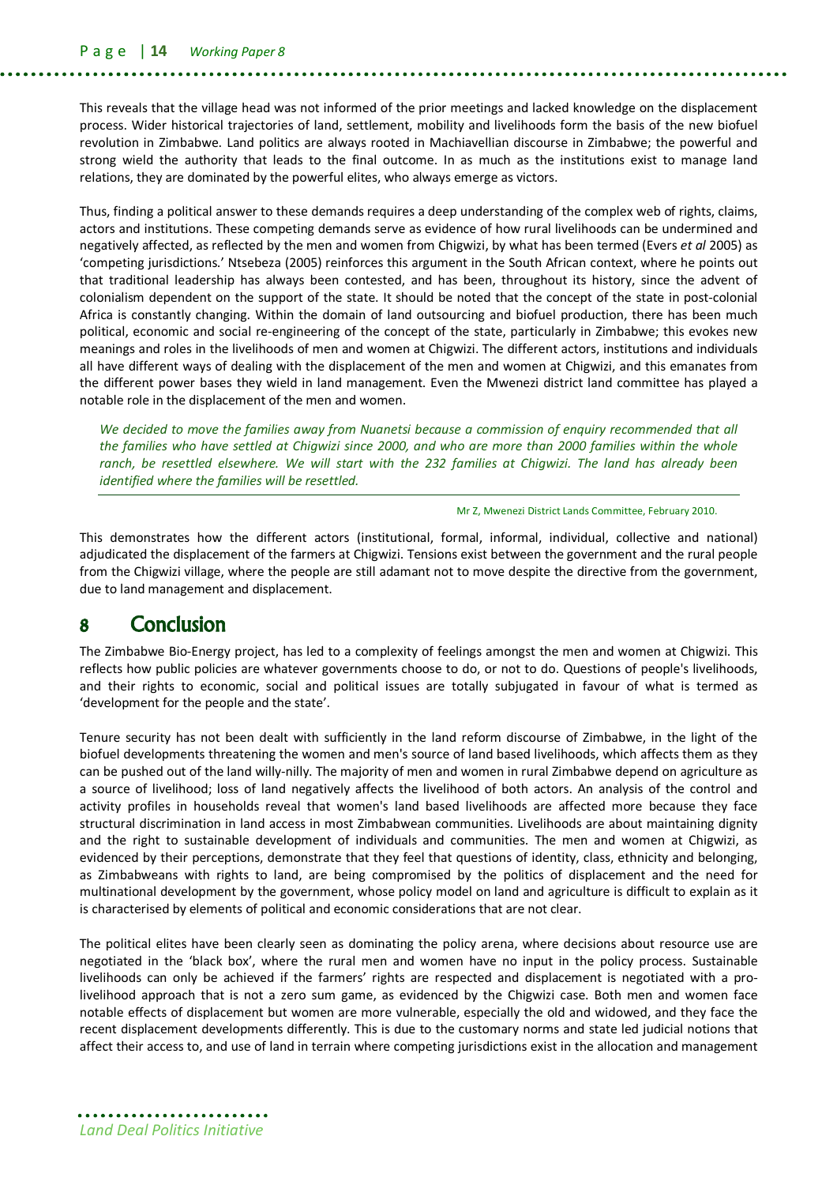This reveals that the village head was not informed of the prior meetings and lacked knowledge on the displacement process. Wider historical trajectories of land, settlement, mobility and livelihoods form the basis of the new biofuel revolution in Zimbabwe. Land politics are always rooted in Machiavellian discourse in Zimbabwe; the powerful and strong wield the authority that leads to the final outcome. In as much as the institutions exist to manage land relations, they are dominated by the powerful elites, who always emerge as victors.

Thus, finding a political answer to these demands requires a deep understanding of the complex web of rights, claims, actors and institutions. These competing demands serve as evidence of how rural livelihoods can be undermined and negatively affected, as reflected by the men and women from Chigwizi, by what has been termed (Evers *et al* 2005) as 'competing jurisdictions.' Ntsebeza (2005) reinforces this argument in the South African context, where he points out that traditional leadership has always been contested, and has been, throughout its history, since the advent of colonialism dependent on the support of the state. It should be noted that the concept of the state in post-colonial Africa is constantly changing. Within the domain of land outsourcing and biofuel production, there has been much political, economic and social re-engineering of the concept of the state, particularly in Zimbabwe; this evokes new meanings and roles in the livelihoods of men and women at Chigwizi. The different actors, institutions and individuals all have different ways of dealing with the displacement of the men and women at Chigwizi, and this emanates from the different power bases they wield in land management. Even the Mwenezi district land committee has played a notable role in the displacement of the men and women.

> *We decided to move the families away from Nuanetsi because a commission of enquiry recommended that all the families who have settled at Chigwizi since 2000, and who are more than 2000 families within the whole ranch, be resettled elsewhere. We will start with the 232 families at Chigwizi. The land has already been identified where the families will be resettled.*
>
> Mr Z, Mwenezi District Lands Committee, February 2010.

This demonstrates how the different actors (institutional, formal, informal, individual, collective and national) adjudicated the displacement of the farmers at Chigwizi. Tensions exist between the government and the rural people from the Chigwizi village, where the people are still adamant not to move despite the directive from the government, due to land management and displacement.

# 8 Conclusion

The Zimbabwe Bio-Energy project, has led to a complexity of feelings amongst the men and women at Chigwizi. This reflects how public policies are whatever governments choose to do, or not to do. Questions of people's livelihoods, and their rights to economic, social and political issues are totally subjugated in favour of what is termed as 'development for the people and the state'.

Tenure security has not been dealt with sufficiently in the land reform discourse of Zimbabwe, in the light of the biofuel developments threatening the women and men's source of land based livelihoods, which affects them as they can be pushed out of the land willy-nilly. The majority of men and women in rural Zimbabwe depend on agriculture as a source of livelihood; loss of land negatively affects the livelihood of both actors. An analysis of the control and activity profiles in households reveal that women's land based livelihoods are affected more because they face structural discrimination in land access in most Zimbabwean communities. Livelihoods are about maintaining dignity and the right to sustainable development of individuals and communities. The men and women at Chigwizi, as evidenced by their perceptions, demonstrate that they feel that questions of identity, class, ethnicity and belonging, as Zimbabweans with rights to land, are being compromised by the politics of displacement and the need for multinational development by the government, whose policy model on land and agriculture is difficult to explain as it is characterised by elements of political and economic considerations that are not clear.

The political elites have been clearly seen as dominating the policy arena, where decisions about resource use are negotiated in the 'black box', where the rural men and women have no input in the policy process. Sustainable livelihoods can only be achieved if the farmers' rights are respected and displacement is negotiated with a pro-livelihood approach that is not a zero sum game, as evidenced by the Chigwizi case. Both men and women face notable effects of displacement but women are more vulnerable, especially the old and widowed, and they face the recent displacement developments differently. This is due to the customary norms and state led judicial notions that affect their access to, and use of land in terrain where competing jurisdictions exist in the allocation and management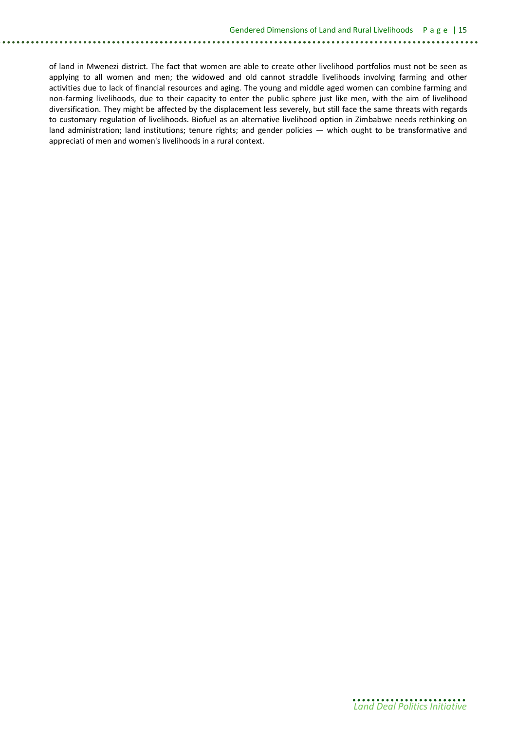of land in Mwenezi district. The fact that women are able to create other livelihood portfolios must not be seen as applying to all women and men; the widowed and old cannot straddle livelihoods involving farming and other activities due to lack of financial resources and aging. The young and middle aged women can combine farming and non-farming livelihoods, due to their capacity to enter the public sphere just like men, with the aim of livelihood diversification. They might be affected by the displacement less severely, but still face the same threats with regards to customary regulation of livelihoods. Biofuel as an alternative livelihood option in Zimbabwe needs rethinking on land administration; land institutions; tenure rights; and gender policies — which ought to be transformative and appreciati of men and women's livelihoods in a rural context.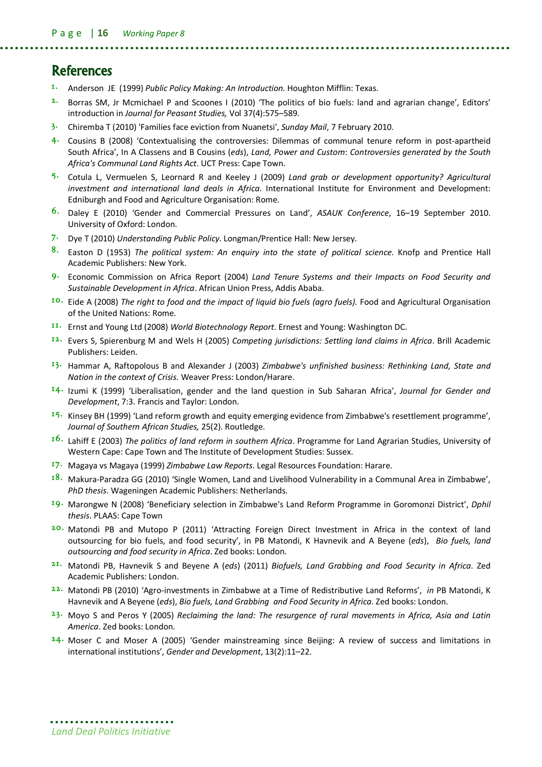## References

1. Anderson JE (1999) *Public Policy Making: An Introduction.* Houghton Mifflin: Texas.
2. Borras SM, Jr Mcmichael P and Scoones I (2010) 'The politics of bio fuels: land and agrarian change', Editors' introduction in *Journal for Peasant Studies,* Vol 37(4):575–589.
3. Chiremba T (2010) 'Families face eviction from Nuanetsi', *Sunday Mail*, 7 February 2010.
4. Cousins B (2008) 'Contextualising the controversies: Dilemmas of communal tenure reform in post-apartheid South Africa', In A Classens and B Cousins (*eds*), *Land, Power and Custom*: *Controversies generated by the South Africa's Communal Land Rights Act*. UCT Press: Cape Town.
5. Cotula L, Vermuelen S, Leornard R and Keeley J (2009) *Land grab or development opportunity? Agricultural investment and international land deals in Africa*. International Institute for Environment and Development: Edniburgh and Food and Agriculture Organisation: Rome.
6. Daley E (2010) 'Gender and Commercial Pressures on Land', *ASAUK Conference*, 16–19 September 2010. University of Oxford: London.
7. Dye T (2010) *Understanding Public Policy*. Longman/Prentice Hall: New Jersey.
8. Easton D (1953) *The political system: An enquiry into the state of political science.* Knofp and Prentice Hall Academic Publishers: New York.
9. Economic Commission on Africa Report (2004) *Land Tenure Systems and their Impacts on Food Security and Sustainable Development in Africa*. African Union Press, Addis Ababa.
10. Eide A (2008) *The right to food and the impact of liquid bio fuels (agro fuels).* Food and Agricultural Organisation of the United Nations: Rome.
11. Ernst and Young Ltd (2008) *World Biotechnology Report*. Ernest and Young: Washington DC.
12. Evers S, Spierenburg M and Wels H (2005) *Competing jurisdictions: Settling land claims in Africa*. Brill Academic Publishers: Leiden.
13. Hammar A, Raftopolous B and Alexander J (2003) *Zimbabwe's unfinished business: Rethinking Land, State and Nation in the context of Crisis.* Weaver Press: London/Harare.
14. Izumi K (1999) 'Liberalisation, gender and the land question in Sub Saharan Africa', *Journal for Gender and Development*, 7:3. Francis and Taylor: London.
15. Kinsey BH (1999) 'Land reform growth and equity emerging evidence from Zimbabwe's resettlement programme', *Journal of Southern African Studies,* 25(2). Routledge.
16. Lahiff E (2003) *The politics of land reform in southern Africa*. Programme for Land Agrarian Studies, University of Western Cape: Cape Town and The Institute of Development Studies: Sussex.
17. Magaya vs Magaya (1999) *Zimbabwe Law Reports*. Legal Resources Foundation: Harare.
18. Makura-Paradza GG (2010) 'Single Women, Land and Livelihood Vulnerability in a Communal Area in Zimbabwe', *PhD thesis*. Wageningen Academic Publishers: Netherlands.
19. Marongwe N (2008) 'Beneficiary selection in Zimbabwe's Land Reform Programme in Goromonzi District', *Dphil thesis*. PLAAS: Cape Town
20. Matondi PB and Mutopo P (2011) 'Attracting Foreign Direct Investment in Africa in the context of land outsourcing for bio fuels, and food security', in PB Matondi, K Havnevik and A Beyene (*eds*), *Bio fuels, land outsourcing and food security in Africa*. Zed books: London.
21. Matondi PB, Havnevik S and Beyene A (*eds*) (2011) *Biofuels, Land Grabbing and Food Security in Africa*. Zed Academic Publishers: London.
22. Matondi PB (2010) 'Agro-investments in Zimbabwe at a Time of Redistributive Land Reforms', *in* PB Matondi, K Havnevik and A Beyene (*eds*), *Bio fuels, Land Grabbing and Food Security in Africa*. Zed books: London.
23. Moyo S and Peros Y (2005) *Reclaiming the land: The resurgence of rural movements in Africa, Asia and Latin America*. Zed books: London.
24. Moser C and Moser A (2005) 'Gender mainstreaming since Beijing: A review of success and limitations in international institutions', *Gender and Development*, 13(2):11–22.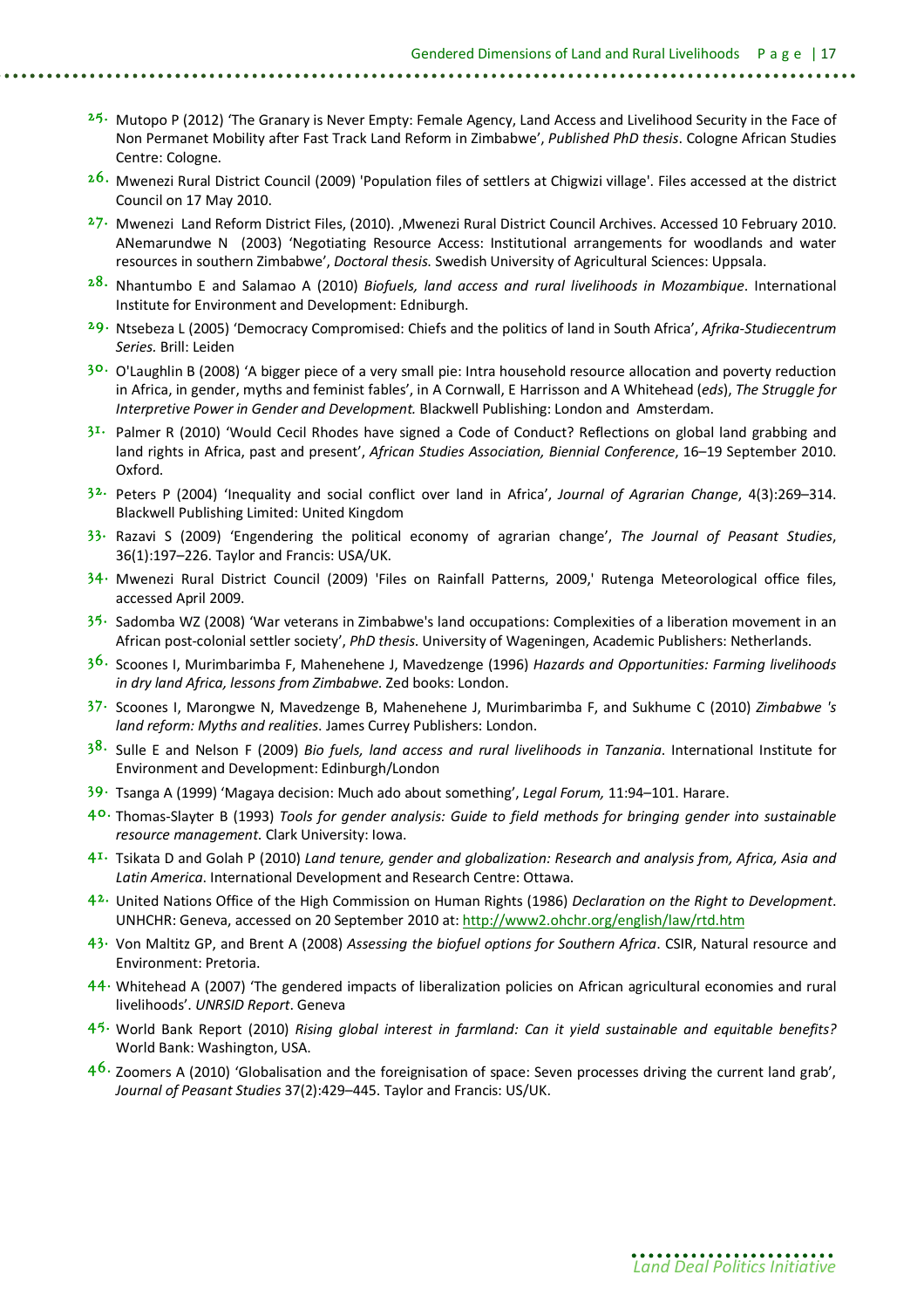25. Mutopo P (2012) 'The Granary is Never Empty: Female Agency, Land Access and Livelihood Security in the Face of Non Permanet Mobility after Fast Track Land Reform in Zimbabwe', *Published PhD thesis*. Cologne African Studies Centre: Cologne.
26. Mwenezi Rural District Council (2009) 'Population files of settlers at Chigwizi village'. Files accessed at the district Council on 17 May 2010.
27. Mwenezi Land Reform District Files, (2010). ,Mwenezi Rural District Council Archives. Accessed 10 February 2010. ANemarundwe N (2003) 'Negotiating Resource Access: Institutional arrangements for woodlands and water resources in southern Zimbabwe', *Doctoral thesis.* Swedish University of Agricultural Sciences: Uppsala.
28. Nhantumbo E and Salamao A (2010) *Biofuels, land access and rural livelihoods in Mozambique*. International Institute for Environment and Development: Edniburgh.
29. Ntsebeza L (2005) 'Democracy Compromised: Chiefs and the politics of land in South Africa', *Afrika-Studiecentrum Series.* Brill: Leiden
30. O'Laughlin B (2008) 'A bigger piece of a very small pie: Intra household resource allocation and poverty reduction in Africa, in gender, myths and feminist fables', in A Cornwall, E Harrisson and A Whitehead (*eds*), *The Struggle for Interpretive Power in Gender and Development.* Blackwell Publishing: London and Amsterdam.
31. Palmer R (2010) 'Would Cecil Rhodes have signed a Code of Conduct? Reflections on global land grabbing and land rights in Africa, past and present', *African Studies Association, Biennial Conference*, 16–19 September 2010. Oxford.
32. Peters P (2004) 'Inequality and social conflict over land in Africa', *Journal of Agrarian Change*, 4(3):269–314. Blackwell Publishing Limited: United Kingdom
33. Razavi S (2009) 'Engendering the political economy of agrarian change', *The Journal of Peasant Studies*, 36(1):197–226. Taylor and Francis: USA/UK.
34. Mwenezi Rural District Council (2009) 'Files on Rainfall Patterns, 2009,' Rutenga Meteorological office files, accessed April 2009.
35. Sadomba WZ (2008) 'War veterans in Zimbabwe's land occupations: Complexities of a liberation movement in an African post-colonial settler society', *PhD thesis*. University of Wageningen, Academic Publishers: Netherlands.
36. Scoones I, Murimbarimba F, Mahenehene J, Mavedzenge (1996) *Hazards and Opportunities: Farming livelihoods in dry land Africa, lessons from Zimbabwe*. Zed books: London.
37. Scoones I, Marongwe N, Mavedzenge B, Mahenehene J, Murimbarimba F, and Sukhume C (2010) *Zimbabwe 's land reform: Myths and realities*. James Currey Publishers: London.
38. Sulle E and Nelson F (2009) *Bio fuels, land access and rural livelihoods in Tanzania*. International Institute for Environment and Development: Edinburgh/London
39. Tsanga A (1999) 'Magaya decision: Much ado about something', *Legal Forum,* 11:94–101. Harare.
40. Thomas-Slayter B (1993) *Tools for gender analysis: Guide to field methods for bringing gender into sustainable resource management.* Clark University: Iowa.
41. Tsikata D and Golah P (2010) *Land tenure, gender and globalization: Research and analysis from, Africa, Asia and Latin America*. International Development and Research Centre: Ottawa.
42. United Nations Office of the High Commission on Human Rights (1986) *Declaration on the Right to Development*. UNHCHR: Geneva, accessed on 20 September 2010 at: http://www2.ohchr.org/english/law/rtd.htm
43. Von Maltitz GP, and Brent A (2008) *Assessing the biofuel options for Southern Africa*. CSIR, Natural resource and Environment: Pretoria.
44. Whitehead A (2007) 'The gendered impacts of liberalization policies on African agricultural economies and rural livelihoods'. *UNRSID Report*. Geneva
45. World Bank Report (2010) *Rising global interest in farmland: Can it yield sustainable and equitable benefits?* World Bank: Washington, USA.
46. Zoomers A (2010) 'Globalisation and the foreignisation of space: Seven processes driving the current land grab', *Journal of Peasant Studies* 37(2):429–445. Taylor and Francis: US/UK.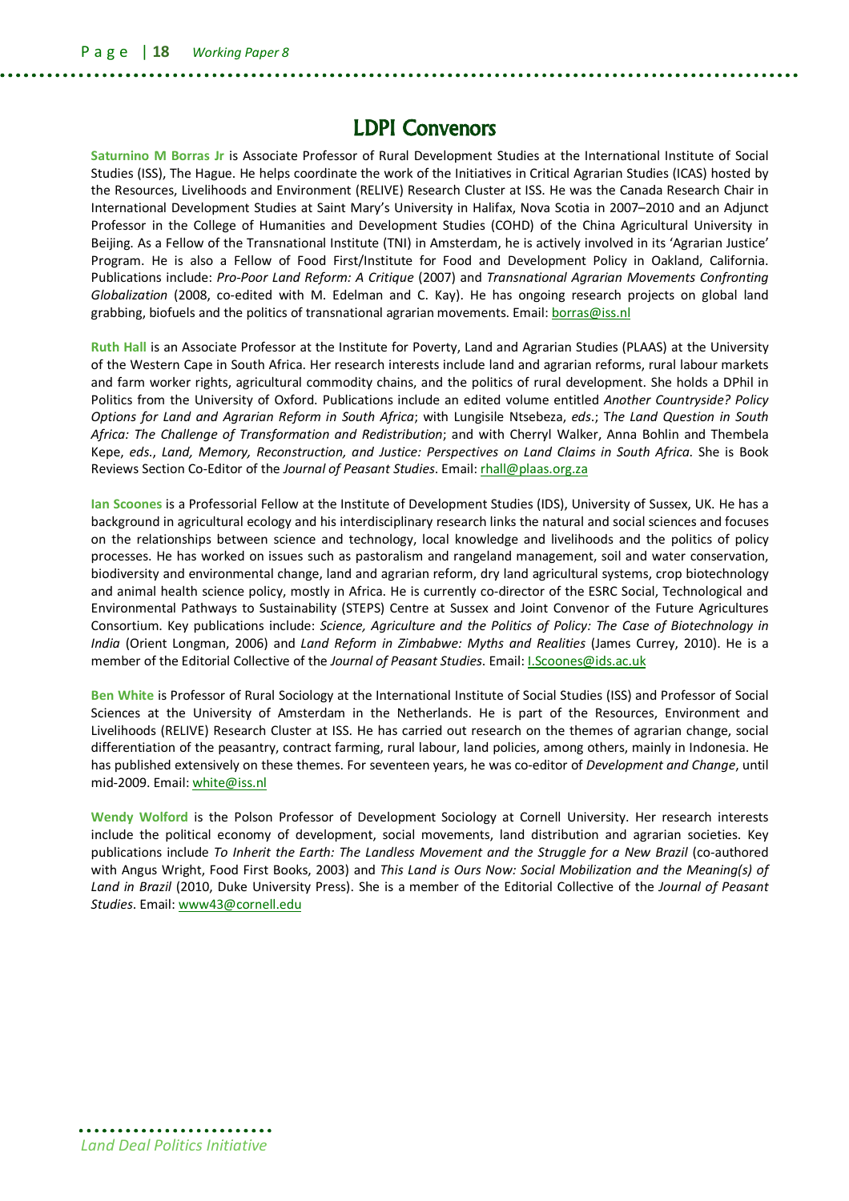# LDPI Convenors

**Saturnino M Borras Jr** is Associate Professor of Rural Development Studies at the International Institute of Social Studies (ISS), The Hague. He helps coordinate the work of the Initiatives in Critical Agrarian Studies (ICAS) hosted by the Resources, Livelihoods and Environment (RELIVE) Research Cluster at ISS. He was the Canada Research Chair in International Development Studies at Saint Mary's University in Halifax, Nova Scotia in 2007–2010 and an Adjunct Professor in the College of Humanities and Development Studies (COHD) of the China Agricultural University in Beijing. As a Fellow of the Transnational Institute (TNI) in Amsterdam, he is actively involved in its 'Agrarian Justice' Program. He is also a Fellow of Food First/Institute for Food and Development Policy in Oakland, California. Publications include: *Pro-Poor Land Reform: A Critique* (2007) and *Transnational Agrarian Movements Confronting Globalization* (2008, co-edited with M. Edelman and C. Kay). He has ongoing research projects on global land grabbing, biofuels and the politics of transnational agrarian movements. Email: borras@iss.nl

**Ruth Hall** is an Associate Professor at the Institute for Poverty, Land and Agrarian Studies (PLAAS) at the University of the Western Cape in South Africa. Her research interests include land and agrarian reforms, rural labour markets and farm worker rights, agricultural commodity chains, and the politics of rural development. She holds a DPhil in Politics from the University of Oxford. Publications include an edited volume entitled *Another Countryside? Policy Options for Land and Agrarian Reform in South Africa*; with Lungisile Ntsebeza, *eds.*; T*he Land Question in South Africa: The Challenge of Transformation and Redistribution*; and with Cherryl Walker, Anna Bohlin and Thembela Kepe, *eds.*, *Land, Memory, Reconstruction, and Justice: Perspectives on Land Claims in South Africa.* She is Book Reviews Section Co-Editor of the *Journal of Peasant Studies*. Email: rhall@plaas.org.za

**Ian Scoones** is a Professorial Fellow at the Institute of Development Studies (IDS), University of Sussex, UK. He has a background in agricultural ecology and his interdisciplinary research links the natural and social sciences and focuses on the relationships between science and technology, local knowledge and livelihoods and the politics of policy processes. He has worked on issues such as pastoralism and rangeland management, soil and water conservation, biodiversity and environmental change, land and agrarian reform, dry land agricultural systems, crop biotechnology and animal health science policy, mostly in Africa. He is currently co-director of the ESRC Social, Technological and Environmental Pathways to Sustainability (STEPS) Centre at Sussex and Joint Convenor of the Future Agricultures Consortium. Key publications include: *Science, Agriculture and the Politics of Policy: The Case of Biotechnology in India* (Orient Longman, 2006) and *Land Reform in Zimbabwe: Myths and Realities* (James Currey, 2010). He is a member of the Editorial Collective of the *Journal of Peasant Studies*. Email: I.Scoones@ids.ac.uk

**Ben White** is Professor of Rural Sociology at the International Institute of Social Studies (ISS) and Professor of Social Sciences at the University of Amsterdam in the Netherlands. He is part of the Resources, Environment and Livelihoods (RELIVE) Research Cluster at ISS. He has carried out research on the themes of agrarian change, social differentiation of the peasantry, contract farming, rural labour, land policies, among others, mainly in Indonesia. He has published extensively on these themes. For seventeen years, he was co-editor of *Development and Change*, until mid-2009. Email: white@iss.nl

**Wendy Wolford** is the Polson Professor of Development Sociology at Cornell University. Her research interests include the political economy of development, social movements, land distribution and agrarian societies. Key publications include *To Inherit the Earth: The Landless Movement and the Struggle for a New Brazil* (co-authored with Angus Wright, Food First Books, 2003) and *This Land is Ours Now: Social Mobilization and the Meaning(s) of Land in Brazil* (2010, Duke University Press). She is a member of the Editorial Collective of the *Journal of Peasant Studies*. Email: www43@cornell.edu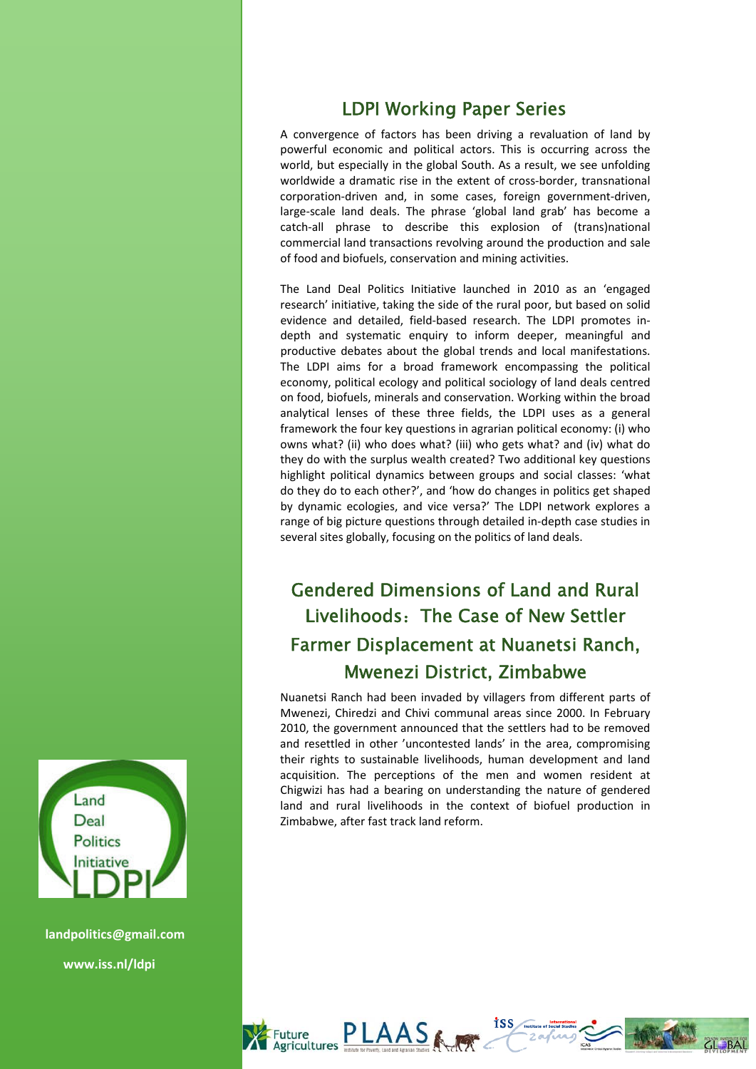## LDPI Working Paper Series

A convergence of factors has been driving a revaluation of land by powerful economic and political actors. This is occurring across the world, but especially in the global South. As a result, we see unfolding worldwide a dramatic rise in the extent of cross-border, transnational corporation-driven and, in some cases, foreign government-driven, large-scale land deals. The phrase 'global land grab' has become a catch-all phrase to describe this explosion of (trans)national commercial land transactions revolving around the production and sale of food and biofuels, conservation and mining activities.

The Land Deal Politics Initiative launched in 2010 as an 'engaged research' initiative, taking the side of the rural poor, but based on solid evidence and detailed, field-based research. The LDPI promotes in-depth and systematic enquiry to inform deeper, meaningful and productive debates about the global trends and local manifestations. The LDPI aims for a broad framework encompassing the political economy, political ecology and political sociology of land deals centred on food, biofuels, minerals and conservation. Working within the broad analytical lenses of these three fields, the LDPI uses as a general framework the four key questions in agrarian political economy: (i) who owns what? (ii) who does what? (iii) who gets what? and (iv) what do they do with the surplus wealth created? Two additional key questions highlight political dynamics between groups and social classes: 'what do they do to each other?', and 'how do changes in politics get shaped by dynamic ecologies, and vice versa?' The LDPI network explores a range of big picture questions through detailed in-depth case studies in several sites globally, focusing on the politics of land deals.

## Gendered Dimensions of Land and Rural Livelihoods：The Case of New Settler Farmer Displacement at Nuanetsi Ranch, Mwenezi District, Zimbabwe

Nuanetsi Ranch had been invaded by villagers from different parts of Mwenezi, Chiredzi and Chivi communal areas since 2000. In February 2010, the government announced that the settlers had to be removed and resettled in other 'uncontested lands' in the area, compromising their rights to sustainable livelihoods, human development and land acquisition. The perceptions of the men and women resident at Chigwizi has had a bearing on understanding the nature of gendered land and rural livelihoods in the context of biofuel production in Zimbabwe, after fast track land reform.

Land Deal Politics Initiative LDPI

landpolitics@gmail.com

www.iss.nl/ldpi